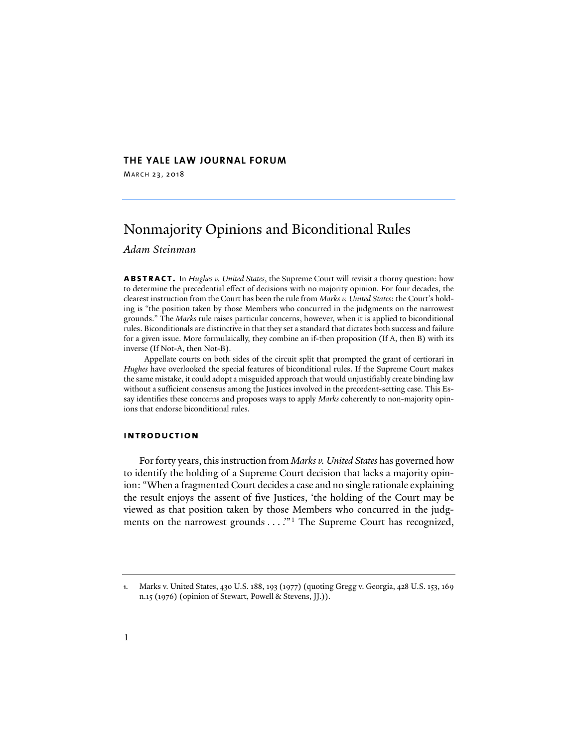**THE YALE LAW JOURNAL FORUM**

MARCH 23, 2018

# Nonmajority Opinions and Biconditional Rules

*Adam Steinman*

**ABSTRACT.** In *Hughes v. United States*, the Supreme Court will revisit a thorny question: how to determine the precedential effect of decisions with no majority opinion. For four decades, the clearest instruction from the Court has been the rule from *Marks v. United States*: the Court's holding is "the position taken by those Members who concurred in the judgments on the narrowest grounds." The *Marks* rule raises particular concerns, however, when it is applied to biconditional rules. Biconditionals are distinctive in that they set a standard that dictates both success and failure for a given issue. More formulaically, they combine an if-then proposition (If A, then B) with its inverse (If Not-A, then Not-B).

Appellate courts on both sides of the circuit split that prompted the grant of certiorari in *Hughes* have overlooked the special features of biconditional rules. If the Supreme Court makes the same mistake, it could adopt a misguided approach that would unjustifiably create binding law without a sufficient consensus among the Justices involved in the precedent-setting case. This Essay identifies these concerns and proposes ways to apply *Marks* coherently to non-majority opinions that endorse biconditional rules.

## INTRODUCTION

For forty years, this instruction from *Marks v. United States* has governed how to identify the holding of a Supreme Court decision that lacks a majority opinion: "When a fragmented Court decides a case and no single rationale explaining the result enjoys the assent of five Justices, 'the holding of the Court may be viewed as that position taken by those Members who concurred in the judgments on the narrowest grounds . . . .'"[1] The Supreme Court has recognized,

1. Marks v. United States, 430 U.S. 188, 193 (1977) (quoting Gregg v. Georgia, 428 U.S. 153, 169 n.15 (1976) (opinion of Stewart, Powell & Stevens, JJ.)).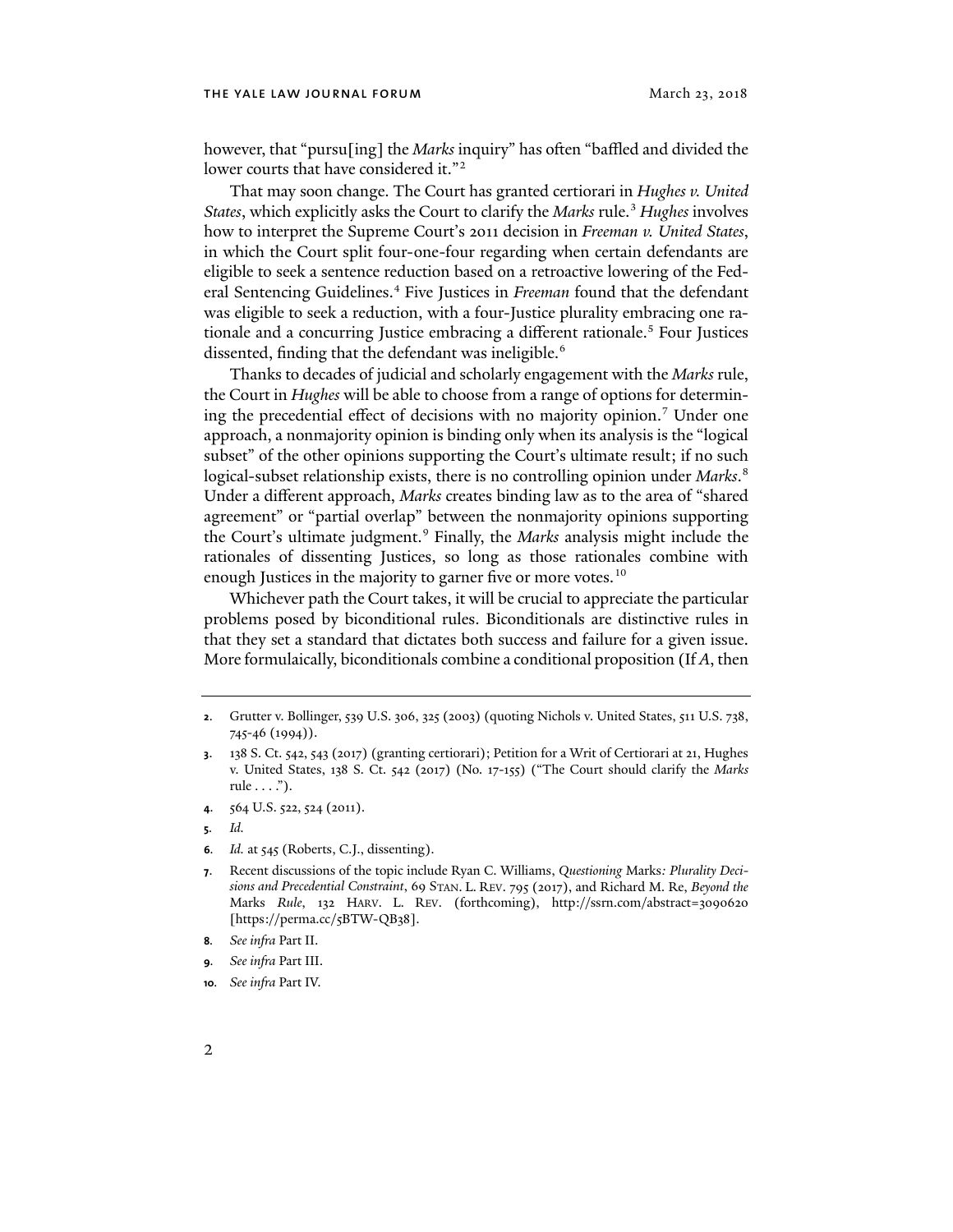however, that "pursu[ing] the *Marks* inquiry" has often "baffled and divided the lower courts that have considered it."[2]

That may soon change. The Court has granted certiorari in *Hughes v. United States*, which explicitly asks the Court to clarify the *Marks* rule.[3] *Hughes* involves how to interpret the Supreme Court's 2011 decision in *Freeman v. United States*, in which the Court split four-one-four regarding when certain defendants are eligible to seek a sentence reduction based on a retroactive lowering of the Federal Sentencing Guidelines.[4] Five Justices in *Freeman* found that the defendant was eligible to seek a reduction, with a four-Justice plurality embracing one rationale and a concurring Justice embracing a different rationale.[5] Four Justices dissented, finding that the defendant was ineligible.[6]

Thanks to decades of judicial and scholarly engagement with the *Marks* rule, the Court in *Hughes* will be able to choose from a range of options for determining the precedential effect of decisions with no majority opinion.[7] Under one approach, a nonmajority opinion is binding only when its analysis is the "logical subset" of the other opinions supporting the Court's ultimate result; if no such logical-subset relationship exists, there is no controlling opinion under *Marks*.[8] Under a different approach, *Marks* creates binding law as to the area of "shared agreement" or "partial overlap" between the nonmajority opinions supporting the Court's ultimate judgment.[9] Finally, the *Marks* analysis might include the rationales of dissenting Justices, so long as those rationales combine with enough Justices in the majority to garner five or more votes.[10]

Whichever path the Court takes, it will be crucial to appreciate the particular problems posed by biconditional rules. Biconditionals are distinctive rules in that they set a standard that dictates both success and failure for a given issue. More formulaically, biconditionals combine a conditional proposition (If *A*, then

---

2. Grutter v. Bollinger, 539 U.S. 306, 325 (2003) (quoting Nichols v. United States, 511 U.S. 738, 745-46 (1994)).
3. 138 S. Ct. 542, 543 (2017) (granting certiorari); Petition for a Writ of Certiorari at 21, Hughes v. United States, 138 S. Ct. 542 (2017) (No. 17-155) ("The Court should clarify the *Marks* rule . . . .").
4. 564 U.S. 522, 524 (2011).
5. *Id.*
6. *Id.* at 545 (Roberts, C.J., dissenting).
7. Recent discussions of the topic include Ryan C. Williams, *Questioning* Marks*: Plurality Decisions and Precedential Constraint*, 69 STAN. L. REV. 795 (2017), and Richard M. Re, *Beyond the* Marks *Rule*, 132 HARV. L. REV. (forthcoming), http://ssrn.com/abstract=3090620 [https://perma.cc/5BTW-QB38].
8. *See infra* Part II.
9. *See infra* Part III.
10. *See infra* Part IV.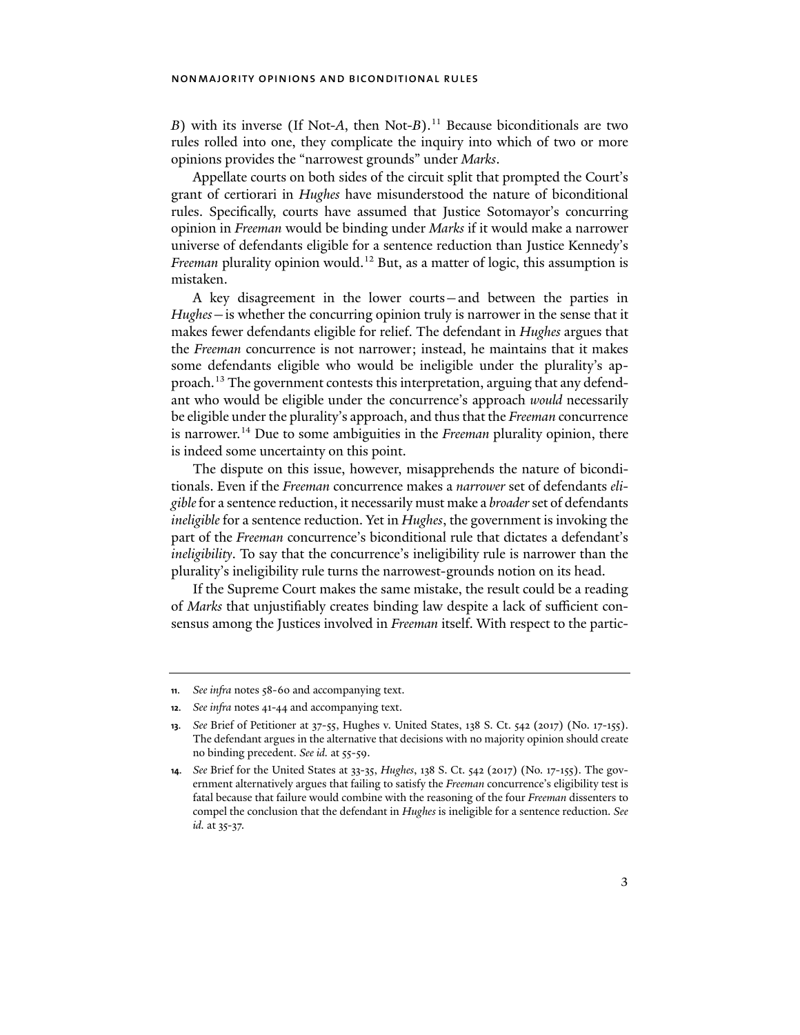*B*) with its inverse (If Not-*A*, then Not-*B*).[11] Because biconditionals are two rules rolled into one, they complicate the inquiry into which of two or more opinions provides the "narrowest grounds" under *Marks*.

Appellate courts on both sides of the circuit split that prompted the Court's grant of certiorari in *Hughes* have misunderstood the nature of biconditional rules. Specifically, courts have assumed that Justice Sotomayor's concurring opinion in *Freeman* would be binding under *Marks* if it would make a narrower universe of defendants eligible for a sentence reduction than Justice Kennedy's *Freeman* plurality opinion would.[12] But, as a matter of logic, this assumption is mistaken.

A key disagreement in the lower courts—and between the parties in *Hughes*—is whether the concurring opinion truly is narrower in the sense that it makes fewer defendants eligible for relief. The defendant in *Hughes* argues that the *Freeman* concurrence is not narrower; instead, he maintains that it makes some defendants eligible who would be ineligible under the plurality's approach.[13] The government contests this interpretation, arguing that any defendant who would be eligible under the concurrence's approach *would* necessarily be eligible under the plurality's approach, and thus that the *Freeman* concurrence is narrower.[14] Due to some ambiguities in the *Freeman* plurality opinion, there is indeed some uncertainty on this point.

The dispute on this issue, however, misapprehends the nature of biconditionals. Even if the *Freeman* concurrence makes a *narrower* set of defendants *eligible* for a sentence reduction, it necessarily must make a *broader* set of defendants *ineligible* for a sentence reduction. Yet in *Hughes*, the government is invoking the part of the *Freeman* concurrence's biconditional rule that dictates a defendant's *ineligibility*. To say that the concurrence's ineligibility rule is narrower than the plurality's ineligibility rule turns the narrowest-grounds notion on its head.

If the Supreme Court makes the same mistake, the result could be a reading of *Marks* that unjustifiably creates binding law despite a lack of sufficient consensus among the Justices involved in *Freeman* itself. With respect to the partic-

---

11. *See infra* notes 58-60 and accompanying text.

12. *See infra* notes 41-44 and accompanying text.

13. *See* Brief of Petitioner at 37-55, Hughes v. United States, 138 S. Ct. 542 (2017) (No. 17-155). The defendant argues in the alternative that decisions with no majority opinion should create no binding precedent. *See id.* at 55-59.

14. *See* Brief for the United States at 33-35, *Hughes*, 138 S. Ct. 542 (2017) (No. 17-155). The government alternatively argues that failing to satisfy the *Freeman* concurrence's eligibility test is fatal because that failure would combine with the reasoning of the four *Freeman* dissenters to compel the conclusion that the defendant in *Hughes* is ineligible for a sentence reduction. *See id.* at 35-37.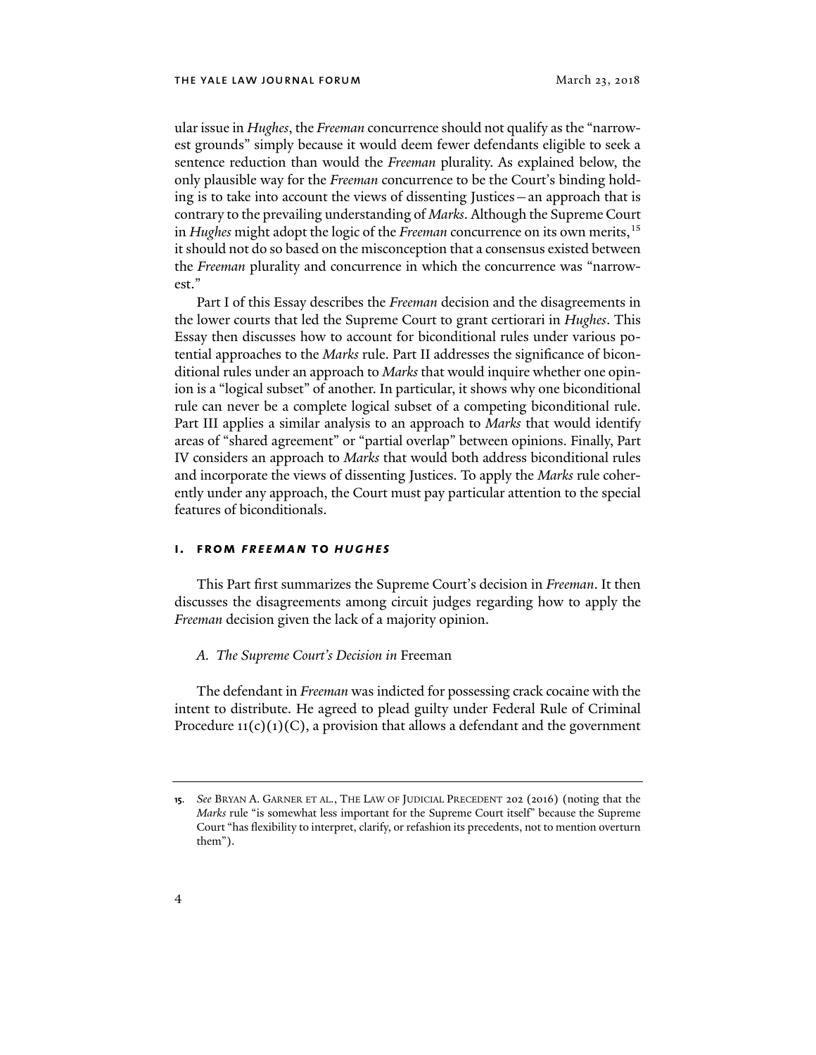ular issue in *Hughes*, the *Freeman* concurrence should not qualify as the "narrowest grounds" simply because it would deem fewer defendants eligible to seek a sentence reduction than would the *Freeman* plurality. As explained below, the only plausible way for the *Freeman* concurrence to be the Court's binding holding is to take into account the views of dissenting Justices—an approach that is contrary to the prevailing understanding of *Marks*. Although the Supreme Court in *Hughes* might adopt the logic of the *Freeman* concurrence on its own merits,[15] it should not do so based on the misconception that a consensus existed between the *Freeman* plurality and concurrence in which the concurrence was "narrowest."

Part I of this Essay describes the *Freeman* decision and the disagreements in the lower courts that led the Supreme Court to grant certiorari in *Hughes*. This Essay then discusses how to account for biconditional rules under various potential approaches to the *Marks* rule. Part II addresses the significance of biconditional rules under an approach to *Marks* that would inquire whether one opinion is a "logical subset" of another. In particular, it shows why one biconditional rule can never be a complete logical subset of a competing biconditional rule. Part III applies a similar analysis to an approach to *Marks* that would identify areas of "shared agreement" or "partial overlap" between opinions. Finally, Part IV considers an approach to *Marks* that would both address biconditional rules and incorporate the views of dissenting Justices. To apply the *Marks* rule coherently under any approach, the Court must pay particular attention to the special features of biconditionals.

## I. FROM *FREEMAN* TO *HUGHES*

This Part first summarizes the Supreme Court's decision in *Freeman*. It then discusses the disagreements among circuit judges regarding how to apply the *Freeman* decision given the lack of a majority opinion.

### A. *The Supreme Court's Decision in* Freeman

The defendant in *Freeman* was indicted for possessing crack cocaine with the intent to distribute. He agreed to plead guilty under Federal Rule of Criminal Procedure 11(c)(1)(C), a provision that allows a defendant and the government

---

15. *See* BRYAN A. GARNER ET AL., THE LAW OF JUDICIAL PRECEDENT 202 (2016) (noting that the *Marks* rule "is somewhat less important for the Supreme Court itself" because the Supreme Court "has flexibility to interpret, clarify, or refashion its precedents, not to mention overturn them").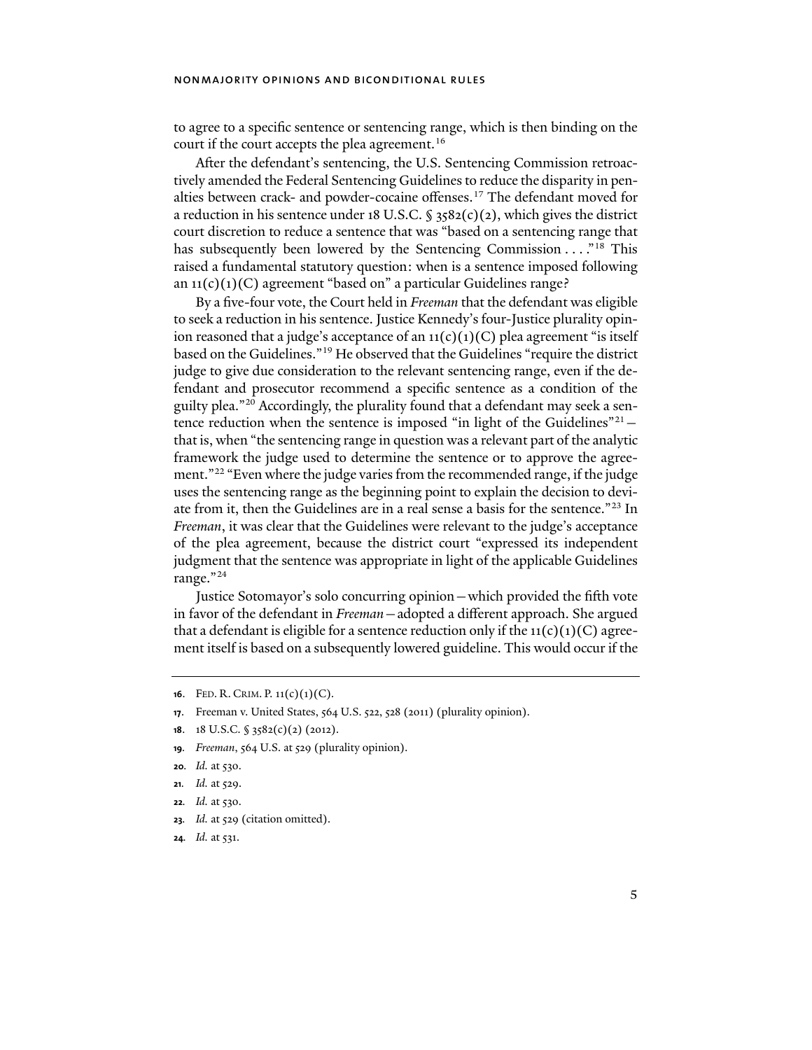to agree to a specific sentence or sentencing range, which is then binding on the court if the court accepts the plea agreement.[16]

After the defendant's sentencing, the U.S. Sentencing Commission retroactively amended the Federal Sentencing Guidelines to reduce the disparity in penalties between crack- and powder-cocaine offenses.[17] The defendant moved for a reduction in his sentence under 18 U.S.C. § 3582(c)(2), which gives the district court discretion to reduce a sentence that was "based on a sentencing range that has subsequently been lowered by the Sentencing Commission . . . ."[18] This raised a fundamental statutory question: when is a sentence imposed following an 11(c)(1)(C) agreement "based on" a particular Guidelines range?

By a five-four vote, the Court held in *Freeman* that the defendant was eligible to seek a reduction in his sentence. Justice Kennedy's four-Justice plurality opinion reasoned that a judge's acceptance of an 11(c)(1)(C) plea agreement "is itself based on the Guidelines."[19] He observed that the Guidelines "require the district judge to give due consideration to the relevant sentencing range, even if the defendant and prosecutor recommend a specific sentence as a condition of the guilty plea."[20] Accordingly, the plurality found that a defendant may seek a sentence reduction when the sentence is imposed "in light of the Guidelines"[21]—that is, when "the sentencing range in question was a relevant part of the analytic framework the judge used to determine the sentence or to approve the agreement."[22] "Even where the judge varies from the recommended range, if the judge uses the sentencing range as the beginning point to explain the decision to deviate from it, then the Guidelines are in a real sense a basis for the sentence."[23] In *Freeman*, it was clear that the Guidelines were relevant to the judge's acceptance of the plea agreement, because the district court "expressed its independent judgment that the sentence was appropriate in light of the applicable Guidelines range."[24]

Justice Sotomayor's solo concurring opinion—which provided the fifth vote in favor of the defendant in *Freeman*—adopted a different approach. She argued that a defendant is eligible for a sentence reduction only if the 11(c)(1)(C) agreement itself is based on a subsequently lowered guideline. This would occur if the

---

16. FED. R. CRIM. P. 11(c)(1)(C).

17. Freeman v. United States, 564 U.S. 522, 528 (2011) (plurality opinion).

18. 18 U.S.C. § 3582(c)(2) (2012).

19. *Freeman*, 564 U.S. at 529 (plurality opinion).

20. *Id.* at 530.

21. *Id.* at 529.

22. *Id.* at 530.

23. *Id.* at 529 (citation omitted).

24. *Id.* at 531.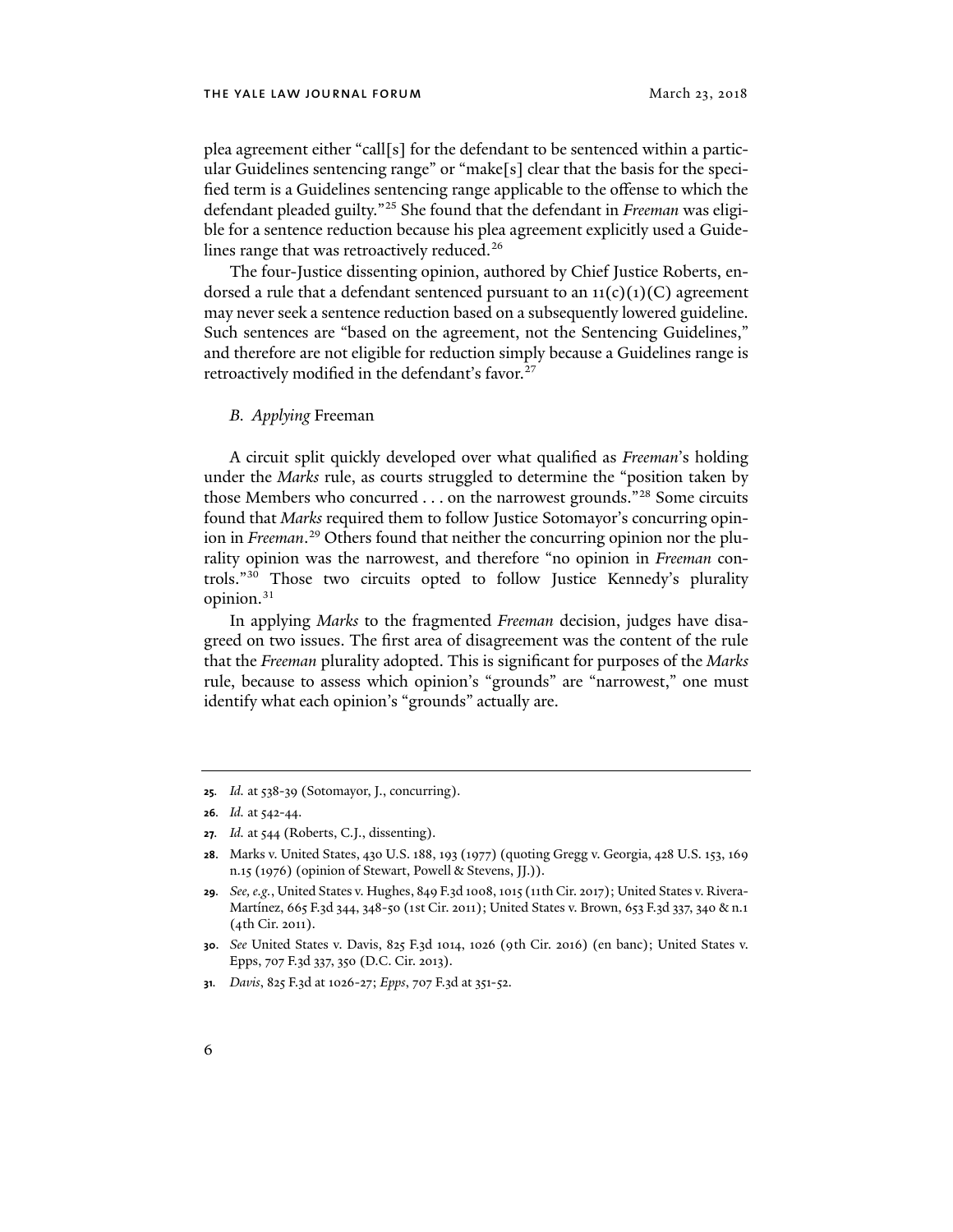plea agreement either "call[s] for the defendant to be sentenced within a particular Guidelines sentencing range" or "make[s] clear that the basis for the specified term is a Guidelines sentencing range applicable to the offense to which the defendant pleaded guilty."[25] She found that the defendant in *Freeman* was eligible for a sentence reduction because his plea agreement explicitly used a Guidelines range that was retroactively reduced.[26]

The four-Justice dissenting opinion, authored by Chief Justice Roberts, endorsed a rule that a defendant sentenced pursuant to an 11(c)(1)(C) agreement may never seek a sentence reduction based on a subsequently lowered guideline. Such sentences are "based on the agreement, not the Sentencing Guidelines," and therefore are not eligible for reduction simply because a Guidelines range is retroactively modified in the defendant's favor.[27]

### *B. Applying* Freeman

A circuit split quickly developed over what qualified as *Freeman*'s holding under the *Marks* rule, as courts struggled to determine the "position taken by those Members who concurred . . . on the narrowest grounds."[28] Some circuits found that *Marks* required them to follow Justice Sotomayor's concurring opinion in *Freeman*.[29] Others found that neither the concurring opinion nor the plurality opinion was the narrowest, and therefore "no opinion in *Freeman* controls."[30] Those two circuits opted to follow Justice Kennedy's plurality opinion.[31]

In applying *Marks* to the fragmented *Freeman* decision, judges have disagreed on two issues. The first area of disagreement was the content of the rule that the *Freeman* plurality adopted. This is significant for purposes of the *Marks* rule, because to assess which opinion's "grounds" are "narrowest," one must identify what each opinion's "grounds" actually are.

---

**25.** *Id.* at 538-39 (Sotomayor, J., concurring).

**26.** *Id.* at 542-44.

**27.** *Id.* at 544 (Roberts, C.J., dissenting).

**28.** Marks v. United States, 430 U.S. 188, 193 (1977) (quoting Gregg v. Georgia, 428 U.S. 153, 169 n.15 (1976) (opinion of Stewart, Powell & Stevens, JJ.)).

**29.** *See, e.g.*, United States v. Hughes, 849 F.3d 1008, 1015 (11th Cir. 2017); United States v. Rivera-Martínez, 665 F.3d 344, 348-50 (1st Cir. 2011); United States v. Brown, 653 F.3d 337, 340 & n.1 (4th Cir. 2011).

**30.** *See* United States v. Davis, 825 F.3d 1014, 1026 (9th Cir. 2016) (en banc); United States v. Epps, 707 F.3d 337, 350 (D.C. Cir. 2013).

**31.** *Davis*, 825 F.3d at 1026-27; *Epps*, 707 F.3d at 351-52.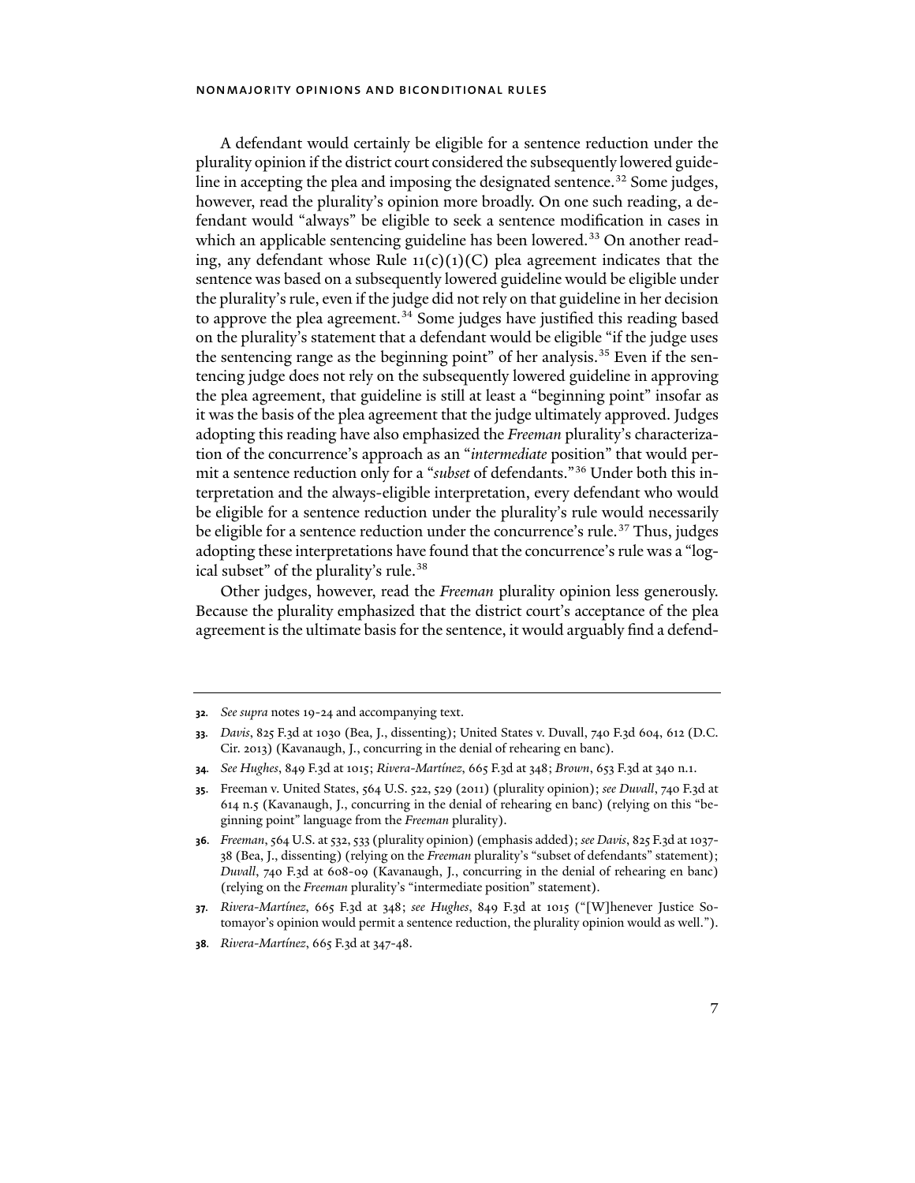A defendant would certainly be eligible for a sentence reduction under the plurality opinion if the district court considered the subsequently lowered guideline in accepting the plea and imposing the designated sentence.[32] Some judges, however, read the plurality's opinion more broadly. On one such reading, a defendant would "always" be eligible to seek a sentence modification in cases in which an applicable sentencing guideline has been lowered.[33] On another reading, any defendant whose Rule 11(c)(1)(C) plea agreement indicates that the sentence was based on a subsequently lowered guideline would be eligible under the plurality's rule, even if the judge did not rely on that guideline in her decision to approve the plea agreement.[34] Some judges have justified this reading based on the plurality's statement that a defendant would be eligible "if the judge uses the sentencing range as the beginning point" of her analysis.[35] Even if the sentencing judge does not rely on the subsequently lowered guideline in approving the plea agreement, that guideline is still at least a "beginning point" insofar as it was the basis of the plea agreement that the judge ultimately approved. Judges adopting this reading have also emphasized the *Freeman* plurality's characterization of the concurrence's approach as an "*intermediate* position" that would permit a sentence reduction only for a "*subset* of defendants."[36] Under both this interpretation and the always-eligible interpretation, every defendant who would be eligible for a sentence reduction under the plurality's rule would necessarily be eligible for a sentence reduction under the concurrence's rule.[37] Thus, judges adopting these interpretations have found that the concurrence's rule was a "logical subset" of the plurality's rule.[38]

Other judges, however, read the *Freeman* plurality opinion less generously. Because the plurality emphasized that the district court's acceptance of the plea agreement is the ultimate basis for the sentence, it would arguably find a defend-

---

32. *See supra* notes 19-24 and accompanying text.

33. *Davis*, 825 F.3d at 1030 (Bea, J., dissenting); United States v. Duvall, 740 F.3d 604, 612 (D.C. Cir. 2013) (Kavanaugh, J., concurring in the denial of rehearing en banc).

34. *See Hughes*, 849 F.3d at 1015; *Rivera-Martínez*, 665 F.3d at 348; *Brown*, 653 F.3d at 340 n.1.

35. Freeman v. United States, 564 U.S. 522, 529 (2011) (plurality opinion); *see Duvall*, 740 F.3d at 614 n.5 (Kavanaugh, J., concurring in the denial of rehearing en banc) (relying on this "beginning point" language from the *Freeman* plurality).

36. *Freeman*, 564 U.S. at 532, 533 (plurality opinion) (emphasis added); *see Davis*, 825 F.3d at 1037-38 (Bea, J., dissenting) (relying on the *Freeman* plurality's "subset of defendants" statement); *Duvall*, 740 F.3d at 608-09 (Kavanaugh, J., concurring in the denial of rehearing en banc) (relying on the *Freeman* plurality's "intermediate position" statement).

37. *Rivera-Martínez*, 665 F.3d at 348; *see Hughes*, 849 F.3d at 1015 ("[W]henever Justice Sotomayor's opinion would permit a sentence reduction, the plurality opinion would as well.").

38. *Rivera-Martínez*, 665 F.3d at 347-48.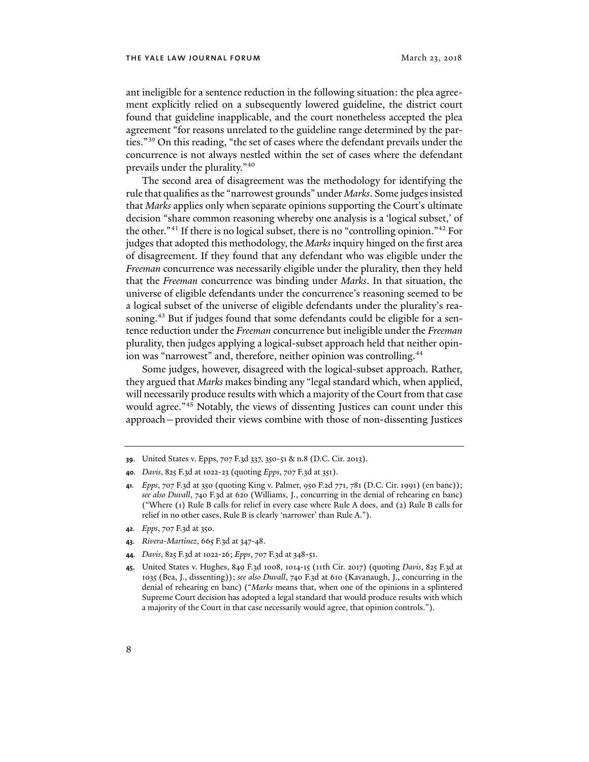ant ineligible for a sentence reduction in the following situation: the plea agreement explicitly relied on a subsequently lowered guideline, the district court found that guideline inapplicable, and the court nonetheless accepted the plea agreement "for reasons unrelated to the guideline range determined by the parties."[39] On this reading, "the set of cases where the defendant prevails under the concurrence is not always nestled within the set of cases where the defendant prevails under the plurality."[40]

The second area of disagreement was the methodology for identifying the rule that qualifies as the "narrowest grounds" under *Marks*. Some judges insisted that *Marks* applies only when separate opinions supporting the Court's ultimate decision "share common reasoning whereby one analysis is a 'logical subset,' of the other."[41] If there is no logical subset, there is no "controlling opinion."[42] For judges that adopted this methodology, the *Marks* inquiry hinged on the first area of disagreement. If they found that any defendant who was eligible under the *Freeman* concurrence was necessarily eligible under the plurality, then they held that the *Freeman* concurrence was binding under *Marks*. In that situation, the universe of eligible defendants under the concurrence's reasoning seemed to be a logical subset of the universe of eligible defendants under the plurality's reasoning.[43] But if judges found that some defendants could be eligible for a sentence reduction under the *Freeman* concurrence but ineligible under the *Freeman* plurality, then judges applying a logical-subset approach held that neither opinion was "narrowest" and, therefore, neither opinion was controlling.[44]

Some judges, however, disagreed with the logical-subset approach. Rather, they argued that *Marks* makes binding any "legal standard which, when applied, will necessarily produce results with which a majority of the Court from that case would agree."[45] Notably, the views of dissenting Justices can count under this approach—provided their views combine with those of non-dissenting Justices

---

**39**. United States v. Epps, 707 F.3d 337, 350-51 & n.8 (D.C. Cir. 2013).

**40**. *Davis*, 825 F.3d at 1022-23 (quoting *Epps*, 707 F.3d at 351).

**41**. *Epps*, 707 F.3d at 350 (quoting King v. Palmer, 950 F.2d 771, 781 (D.C. Cir. 1991) (en banc)); *see also Duvall*, 740 F.3d at 620 (Williams, J., concurring in the denial of rehearing en banc) ("Where (1) Rule B calls for relief in every case where Rule A does, and (2) Rule B calls for relief in no other cases, Rule B is clearly 'narrower' than Rule A.").

**42**. *Epps*, 707 F.3d at 350.

**43**. *Rivera-Martínez*, 665 F.3d at 347-48.

**44**. *Davis*, 825 F.3d at 1022-26; *Epps*, 707 F.3d at 348-51.

**45**. United States v. Hughes, 849 F.3d 1008, 1014-15 (11th Cir. 2017) (quoting *Davis*, 825 F.3d at 1035 (Bea, J., dissenting)); *see also Duvall*, 740 F.3d at 610 (Kavanaugh, J., concurring in the denial of rehearing en banc) ("*Marks* means that, when one of the opinions in a splintered Supreme Court decision has adopted a legal standard that would produce results with which a majority of the Court in that case necessarily would agree, that opinion controls.").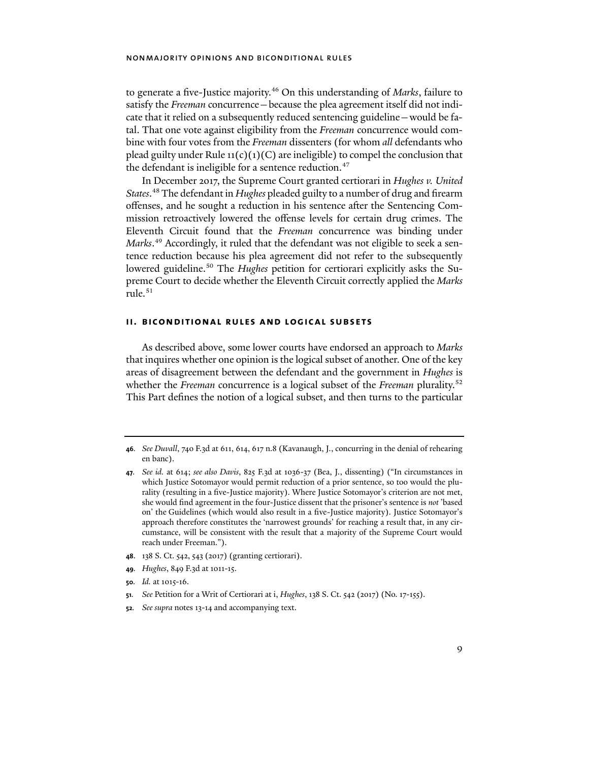to generate a five-Justice majority.[46] On this understanding of *Marks*, failure to satisfy the *Freeman* concurrence—because the plea agreement itself did not indicate that it relied on a subsequently reduced sentencing guideline—would be fatal. That one vote against eligibility from the *Freeman* concurrence would combine with four votes from the *Freeman* dissenters (for whom *all* defendants who plead guilty under Rule 11(c)(1)(C) are ineligible) to compel the conclusion that the defendant is ineligible for a sentence reduction.[47]

In December 2017, the Supreme Court granted certiorari in *Hughes v. United States*.[48] The defendant in *Hughes* pleaded guilty to a number of drug and firearm offenses, and he sought a reduction in his sentence after the Sentencing Commission retroactively lowered the offense levels for certain drug crimes. The Eleventh Circuit found that the *Freeman* concurrence was binding under *Marks*.[49] Accordingly, it ruled that the defendant was not eligible to seek a sentence reduction because his plea agreement did not refer to the subsequently lowered guideline.[50] The *Hughes* petition for certiorari explicitly asks the Supreme Court to decide whether the Eleventh Circuit correctly applied the *Marks* rule.[51]

## II. BICONDITIONAL RULES AND LOGICAL SUBSETS

As described above, some lower courts have endorsed an approach to *Marks* that inquires whether one opinion is the logical subset of another. One of the key areas of disagreement between the defendant and the government in *Hughes* is whether the *Freeman* concurrence is a logical subset of the *Freeman* plurality.[52] This Part defines the notion of a logical subset, and then turns to the particular

---

**46.** *See Duvall*, 740 F.3d at 611, 614, 617 n.8 (Kavanaugh, J., concurring in the denial of rehearing en banc).

**47.** *See id.* at 614; *see also Davis*, 825 F.3d at 1036-37 (Bea, J., dissenting) ("In circumstances in which Justice Sotomayor would permit reduction of a prior sentence, so too would the plurality (resulting in a five-Justice majority). Where Justice Sotomayor's criterion are not met, she would find agreement in the four-Justice dissent that the prisoner's sentence is *not* 'based on' the Guidelines (which would also result in a five-Justice majority). Justice Sotomayor's approach therefore constitutes the 'narrowest grounds' for reaching a result that, in any circumstance, will be consistent with the result that a majority of the Supreme Court would reach under Freeman.").

**48.** 138 S. Ct. 542, 543 (2017) (granting certiorari).

**49.** *Hughes*, 849 F.3d at 1011-15.

**50.** *Id.* at 1015-16.

**51.** *See* Petition for a Writ of Certiorari at i, *Hughes*, 138 S. Ct. 542 (2017) (No. 17-155).

**52.** *See supra* notes 13-14 and accompanying text.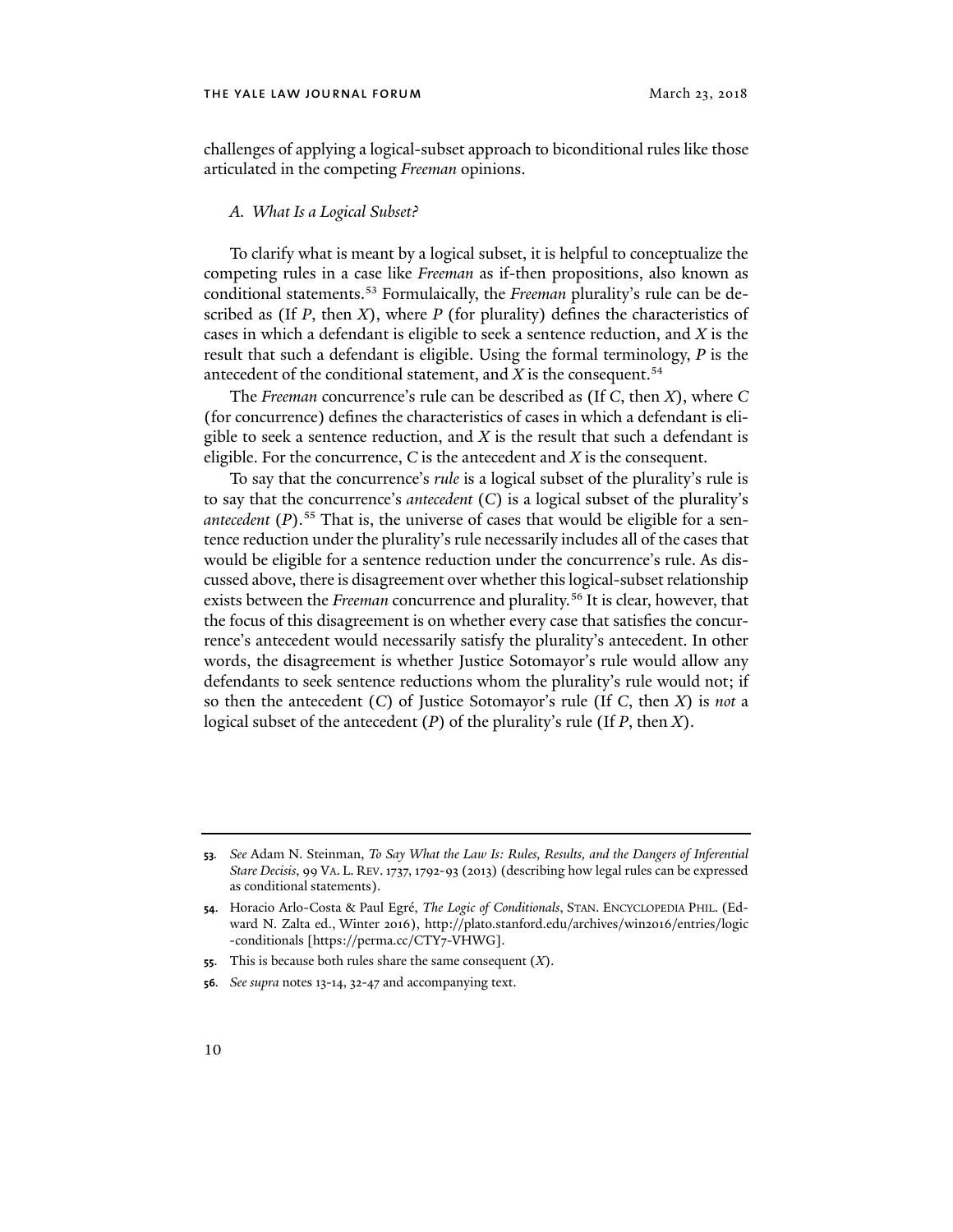challenges of applying a logical-subset approach to biconditional rules like those articulated in the competing *Freeman* opinions.

### A. *What Is a Logical Subset?*

To clarify what is meant by a logical subset, it is helpful to conceptualize the competing rules in a case like *Freeman* as if-then propositions, also known as conditional statements.[53] Formulaically, the *Freeman* plurality's rule can be described as (If *P*, then *X*), where *P* (for plurality) defines the characteristics of cases in which a defendant is eligible to seek a sentence reduction, and *X* is the result that such a defendant is eligible. Using the formal terminology, *P* is the antecedent of the conditional statement, and *X* is the consequent.[54]

The *Freeman* concurrence's rule can be described as (If *C*, then *X*), where *C* (for concurrence) defines the characteristics of cases in which a defendant is eligible to seek a sentence reduction, and *X* is the result that such a defendant is eligible. For the concurrence, *C* is the antecedent and *X* is the consequent.

To say that the concurrence's *rule* is a logical subset of the plurality's rule is to say that the concurrence's *antecedent* (*C*) is a logical subset of the plurality's *antecedent* (*P*).[55] That is, the universe of cases that would be eligible for a sentence reduction under the plurality's rule necessarily includes all of the cases that would be eligible for a sentence reduction under the concurrence's rule. As discussed above, there is disagreement over whether this logical-subset relationship exists between the *Freeman* concurrence and plurality.[56] It is clear, however, that the focus of this disagreement is on whether every case that satisfies the concurrence's antecedent would necessarily satisfy the plurality's antecedent. In other words, the disagreement is whether Justice Sotomayor's rule would allow any defendants to seek sentence reductions whom the plurality's rule would not; if so then the antecedent (*C*) of Justice Sotomayor's rule (If *C*, then *X*) is *not* a logical subset of the antecedent (*P*) of the plurality's rule (If *P*, then *X*).

---

**53.** *See* Adam N. Steinman, *To Say What the Law Is: Rules, Results, and the Dangers of Inferential Stare Decisis*, 99 VA. L. REV. 1737, 1792-93 (2013) (describing how legal rules can be expressed as conditional statements).

**54.** Horacio Arlo-Costa & Paul Egré, *The Logic of Conditionals*, STAN. ENCYCLOPEDIA PHIL. (Edward N. Zalta ed., Winter 2016), http://plato.stanford.edu/archives/win2016/entries/logic-conditionals [https://perma.cc/CTY7-VHWG].

**55.** This is because both rules share the same consequent (*X*).

**56.** *See supra* notes 13-14, 32-47 and accompanying text.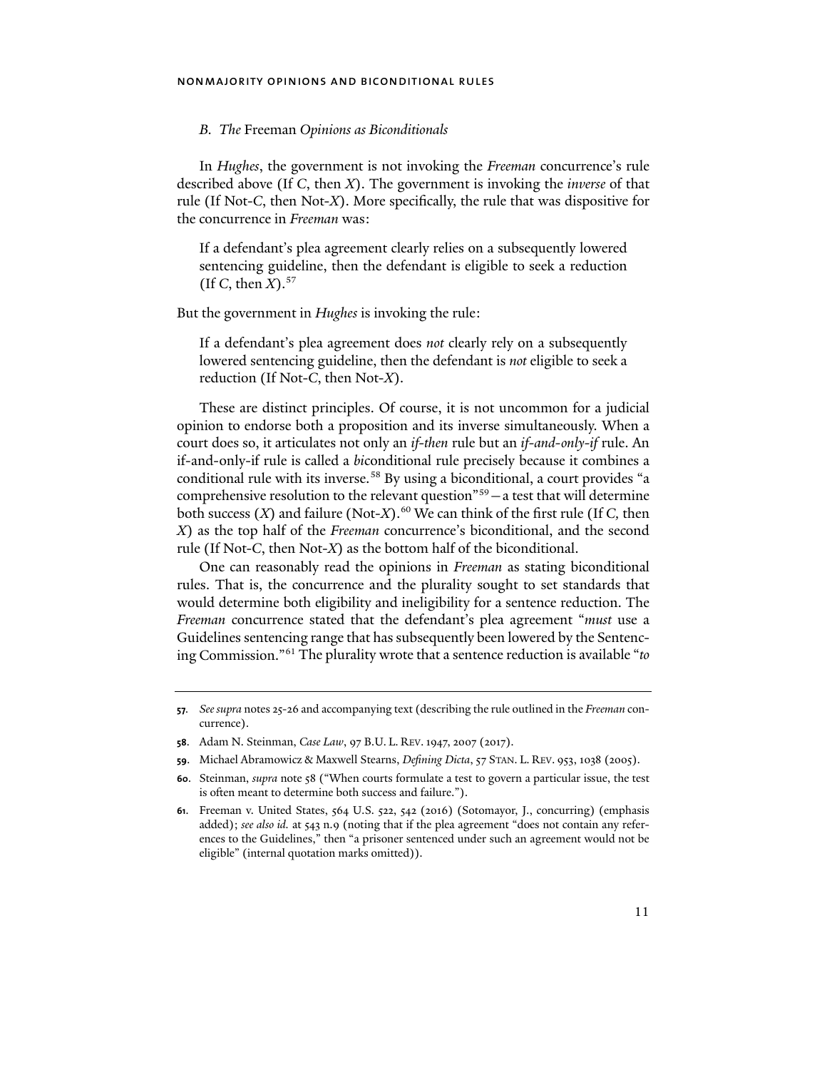### B. *The* Freeman *Opinions as Biconditionals*

In *Hughes*, the government is not invoking the *Freeman* concurrence's rule described above (If *C*, then *X*). The government is invoking the *inverse* of that rule (If Not-*C*, then Not-*X*). More specifically, the rule that was dispositive for the concurrence in *Freeman* was:

> If a defendant's plea agreement clearly relies on a subsequently lowered sentencing guideline, then the defendant is eligible to seek a reduction (If *C*, then *X*).[57]

But the government in *Hughes* is invoking the rule:

> If a defendant's plea agreement does *not* clearly rely on a subsequently lowered sentencing guideline, then the defendant is *not* eligible to seek a reduction (If Not-*C*, then Not-*X*).

These are distinct principles. Of course, it is not uncommon for a judicial opinion to endorse both a proposition and its inverse simultaneously. When a court does so, it articulates not only an *if-then* rule but an *if-and-only-if* rule. An if-and-only-if rule is called a *bi*conditional rule precisely because it combines a conditional rule with its inverse.[58] By using a biconditional, a court provides "a comprehensive resolution to the relevant question"[59]—a test that will determine both success (*X*) and failure (Not-*X*).[60] We can think of the first rule (If *C*, then *X*) as the top half of the *Freeman* concurrence's biconditional, and the second rule (If Not-*C*, then Not-*X*) as the bottom half of the biconditional.

One can reasonably read the opinions in *Freeman* as stating biconditional rules. That is, the concurrence and the plurality sought to set standards that would determine both eligibility and ineligibility for a sentence reduction. The *Freeman* concurrence stated that the defendant's plea agreement "*must* use a Guidelines sentencing range that has subsequently been lowered by the Sentencing Commission."[61] The plurality wrote that a sentence reduction is available "*to*

---

57. *See supra* notes 25-26 and accompanying text (describing the rule outlined in the *Freeman* concurrence).

58. Adam N. Steinman, *Case Law*, 97 B.U. L. REV. 1947, 2007 (2017).

59. Michael Abramowicz & Maxwell Stearns, *Defining Dicta*, 57 STAN. L. REV. 953, 1038 (2005).

60. Steinman, *supra* note 58 ("When courts formulate a test to govern a particular issue, the test is often meant to determine both success and failure.").

61. Freeman v. United States, 564 U.S. 522, 542 (2016) (Sotomayor, J., concurring) (emphasis added); *see also id.* at 543 n.9 (noting that if the plea agreement "does not contain any references to the Guidelines," then "a prisoner sentenced under such an agreement would not be eligible" (internal quotation marks omitted)).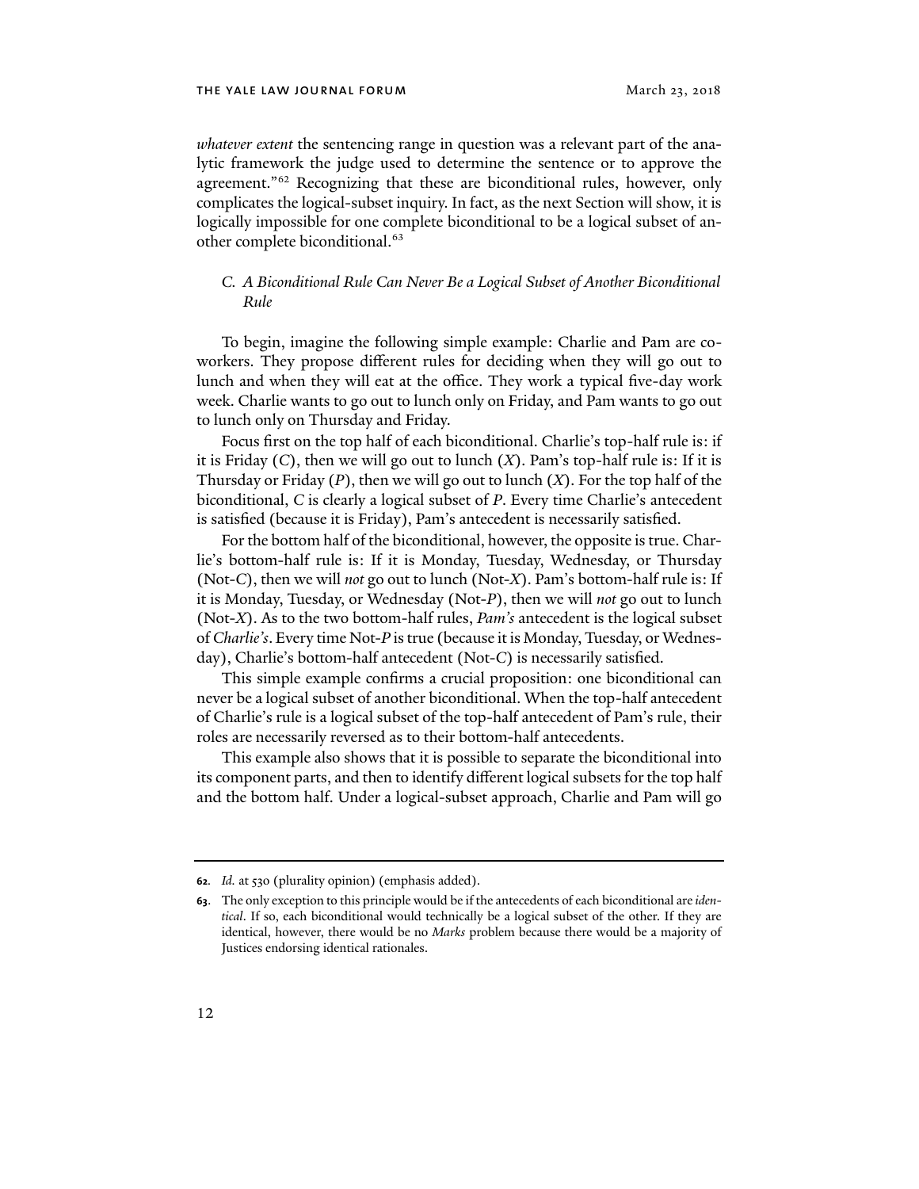*whatever extent* the sentencing range in question was a relevant part of the analytic framework the judge used to determine the sentence or to approve the agreement."[62] Recognizing that these are biconditional rules, however, only complicates the logical-subset inquiry. In fact, as the next Section will show, it is logically impossible for one complete biconditional to be a logical subset of another complete biconditional.[63]

### *C. A Biconditional Rule Can Never Be a Logical Subset of Another Biconditional Rule*

To begin, imagine the following simple example: Charlie and Pam are coworkers. They propose different rules for deciding when they will go out to lunch and when they will eat at the office. They work a typical five-day work week. Charlie wants to go out to lunch only on Friday, and Pam wants to go out to lunch only on Thursday and Friday.

Focus first on the top half of each biconditional. Charlie's top-half rule is: if it is Friday (*C*), then we will go out to lunch (*X*). Pam's top-half rule is: If it is Thursday or Friday (*P*), then we will go out to lunch (*X*). For the top half of the biconditional, *C* is clearly a logical subset of *P*. Every time Charlie's antecedent is satisfied (because it is Friday), Pam's antecedent is necessarily satisfied.

For the bottom half of the biconditional, however, the opposite is true. Charlie's bottom-half rule is: If it is Monday, Tuesday, Wednesday, or Thursday (Not-*C*), then we will *not* go out to lunch (Not-*X*). Pam's bottom-half rule is: If it is Monday, Tuesday, or Wednesday (Not-*P*), then we will *not* go out to lunch (Not-*X*). As to the two bottom-half rules, *Pam's* antecedent is the logical subset of *Charlie's*. Every time Not-*P* is true (because it is Monday, Tuesday, or Wednesday), Charlie's bottom-half antecedent (Not-*C*) is necessarily satisfied.

This simple example confirms a crucial proposition: one biconditional can never be a logical subset of another biconditional. When the top-half antecedent of Charlie's rule is a logical subset of the top-half antecedent of Pam's rule, their roles are necessarily reversed as to their bottom-half antecedents.

This example also shows that it is possible to separate the biconditional into its component parts, and then to identify different logical subsets for the top half and the bottom half. Under a logical-subset approach, Charlie and Pam will go

---

62. *Id.* at 530 (plurality opinion) (emphasis added).

63. The only exception to this principle would be if the antecedents of each biconditional are *identical*. If so, each biconditional would technically be a logical subset of the other. If they are identical, however, there would be no *Marks* problem because there would be a majority of Justices endorsing identical rationales.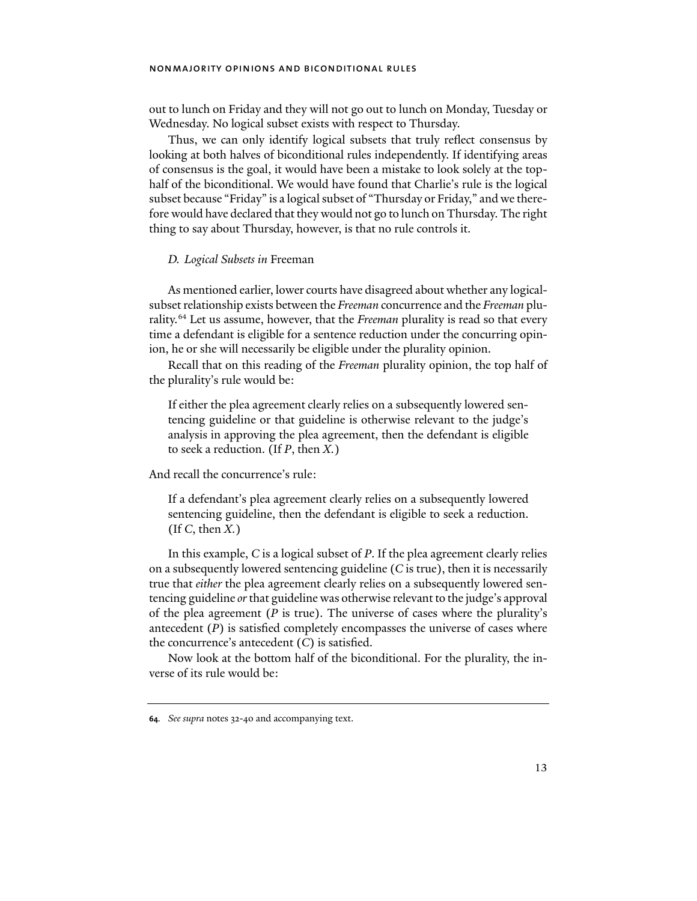out to lunch on Friday and they will not go out to lunch on Monday, Tuesday or Wednesday. No logical subset exists with respect to Thursday.

Thus, we can only identify logical subsets that truly reflect consensus by looking at both halves of biconditional rules independently. If identifying areas of consensus is the goal, it would have been a mistake to look solely at the top-half of the biconditional. We would have found that Charlie's rule is the logical subset because "Friday" is a logical subset of "Thursday or Friday," and we therefore would have declared that they would not go to lunch on Thursday. The right thing to say about Thursday, however, is that no rule controls it.

### *D. Logical Subsets in* Freeman

As mentioned earlier, lower courts have disagreed about whether any logical-subset relationship exists between the *Freeman* concurrence and the *Freeman* plurality.[64] Let us assume, however, that the *Freeman* plurality is read so that every time a defendant is eligible for a sentence reduction under the concurring opinion, he or she will necessarily be eligible under the plurality opinion.

Recall that on this reading of the *Freeman* plurality opinion, the top half of the plurality's rule would be:

> If either the plea agreement clearly relies on a subsequently lowered sentencing guideline or that guideline is otherwise relevant to the judge's analysis in approving the plea agreement, then the defendant is eligible to seek a reduction. (If *P*, then *X*.)

And recall the concurrence's rule:

> If a defendant's plea agreement clearly relies on a subsequently lowered sentencing guideline, then the defendant is eligible to seek a reduction. (If *C*, then *X*.)

In this example, *C* is a logical subset of *P*. If the plea agreement clearly relies on a subsequently lowered sentencing guideline (*C* is true), then it is necessarily true that *either* the plea agreement clearly relies on a subsequently lowered sentencing guideline *or* that guideline was otherwise relevant to the judge's approval of the plea agreement (*P* is true). The universe of cases where the plurality's antecedent (*P*) is satisfied completely encompasses the universe of cases where the concurrence's antecedent (*C*) is satisfied.

Now look at the bottom half of the biconditional. For the plurality, the inverse of its rule would be:

---

**64.** *See supra* notes 32-40 and accompanying text.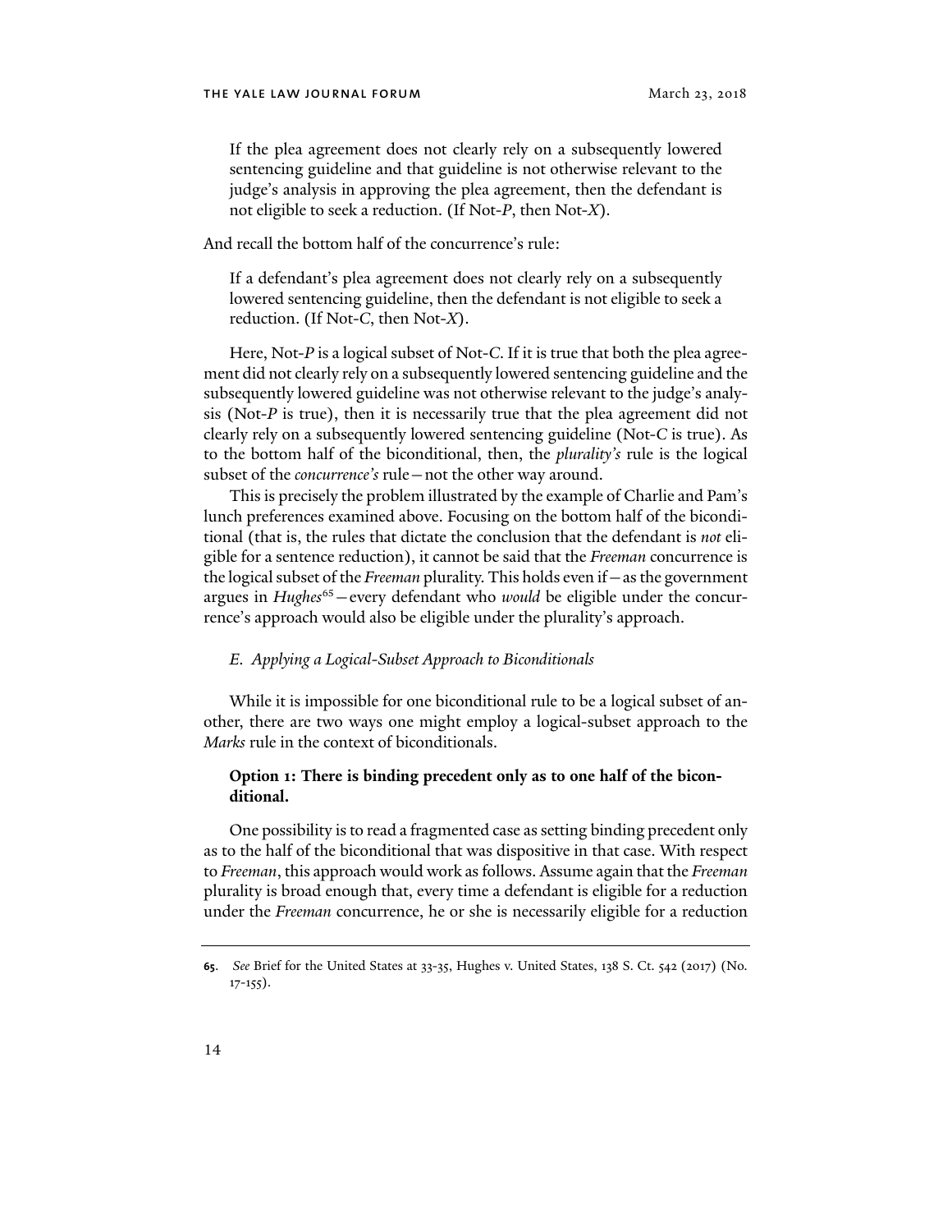> If the plea agreement does not clearly rely on a subsequently lowered sentencing guideline and that guideline is not otherwise relevant to the judge's analysis in approving the plea agreement, then the defendant is not eligible to seek a reduction. (If Not-*P*, then Not-*X*).

And recall the bottom half of the concurrence's rule:

> If a defendant's plea agreement does not clearly rely on a subsequently lowered sentencing guideline, then the defendant is not eligible to seek a reduction. (If Not-*C*, then Not-*X*).

Here, Not-*P* is a logical subset of Not-*C*. If it is true that both the plea agreement did not clearly rely on a subsequently lowered sentencing guideline and the subsequently lowered guideline was not otherwise relevant to the judge's analysis (Not-*P* is true), then it is necessarily true that the plea agreement did not clearly rely on a subsequently lowered sentencing guideline (Not-*C* is true). As to the bottom half of the biconditional, then, the *plurality's* rule is the logical subset of the *concurrence's* rule—not the other way around.

This is precisely the problem illustrated by the example of Charlie and Pam's lunch preferences examined above. Focusing on the bottom half of the biconditional (that is, the rules that dictate the conclusion that the defendant is *not* eligible for a sentence reduction), it cannot be said that the *Freeman* concurrence is the logical subset of the *Freeman* plurality. This holds even if—as the government argues in *Hughes*[65]—every defendant who *would* be eligible under the concurrence's approach would also be eligible under the plurality's approach.

### *E. Applying a Logical-Subset Approach to Biconditionals*

While it is impossible for one biconditional rule to be a logical subset of another, there are two ways one might employ a logical-subset approach to the *Marks* rule in the context of biconditionals.

#### **Option 1: There is binding precedent only as to one half of the biconditional.**

One possibility is to read a fragmented case as setting binding precedent only as to the half of the biconditional that was dispositive in that case. With respect to *Freeman*, this approach would work as follows. Assume again that the *Freeman* plurality is broad enough that, every time a defendant is eligible for a reduction under the *Freeman* concurrence, he or she is necessarily eligible for a reduction

---

**65**. *See* Brief for the United States at 33-35, Hughes v. United States, 138 S. Ct. 542 (2017) (No. 17-155).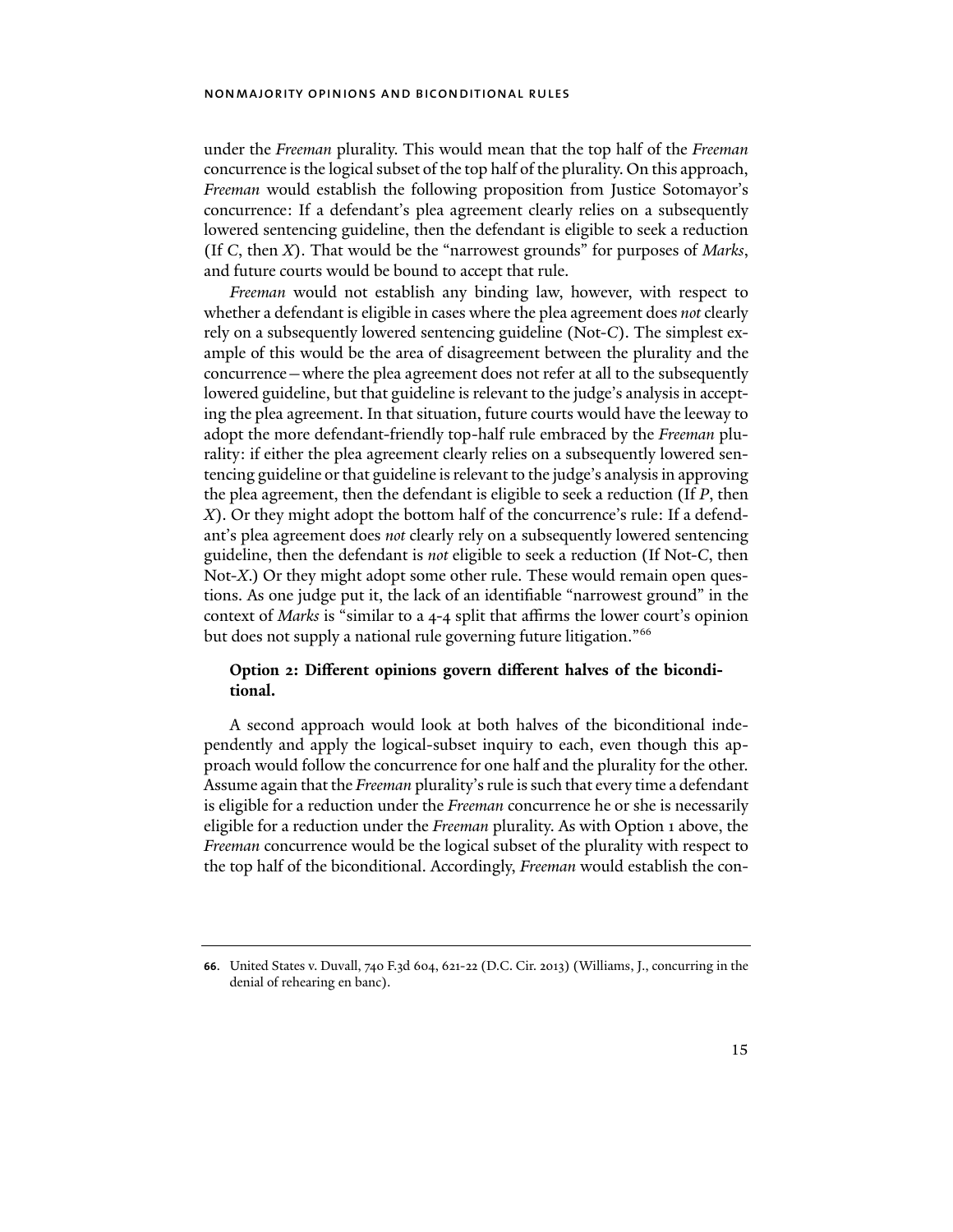under the *Freeman* plurality. This would mean that the top half of the *Freeman* concurrence is the logical subset of the top half of the plurality. On this approach, *Freeman* would establish the following proposition from Justice Sotomayor's concurrence: If a defendant's plea agreement clearly relies on a subsequently lowered sentencing guideline, then the defendant is eligible to seek a reduction (If *C*, then *X*). That would be the "narrowest grounds" for purposes of *Marks*, and future courts would be bound to accept that rule.

*Freeman* would not establish any binding law, however, with respect to whether a defendant is eligible in cases where the plea agreement does *not* clearly rely on a subsequently lowered sentencing guideline (Not-*C*). The simplest example of this would be the area of disagreement between the plurality and the concurrence—where the plea agreement does not refer at all to the subsequently lowered guideline, but that guideline is relevant to the judge's analysis in accepting the plea agreement. In that situation, future courts would have the leeway to adopt the more defendant-friendly top-half rule embraced by the *Freeman* plurality: if either the plea agreement clearly relies on a subsequently lowered sentencing guideline or that guideline is relevant to the judge's analysis in approving the plea agreement, then the defendant is eligible to seek a reduction (If *P*, then *X*). Or they might adopt the bottom half of the concurrence's rule: If a defendant's plea agreement does *not* clearly rely on a subsequently lowered sentencing guideline, then the defendant is *not* eligible to seek a reduction (If Not-*C*, then Not-*X*.) Or they might adopt some other rule. These would remain open questions. As one judge put it, the lack of an identifiable "narrowest ground" in the context of *Marks* is "similar to a 4-4 split that affirms the lower court's opinion but does not supply a national rule governing future litigation."[66]

### Option 2: Different opinions govern different halves of the biconditional.

A second approach would look at both halves of the biconditional independently and apply the logical-subset inquiry to each, even though this approach would follow the concurrence for one half and the plurality for the other. Assume again that the *Freeman* plurality's rule is such that every time a defendant is eligible for a reduction under the *Freeman* concurrence he or she is necessarily eligible for a reduction under the *Freeman* plurality. As with Option 1 above, the *Freeman* concurrence would be the logical subset of the plurality with respect to the top half of the biconditional. Accordingly, *Freeman* would establish the con-

---

66. United States v. Duvall, 740 F.3d 604, 621-22 (D.C. Cir. 2013) (Williams, J., concurring in the denial of rehearing en banc).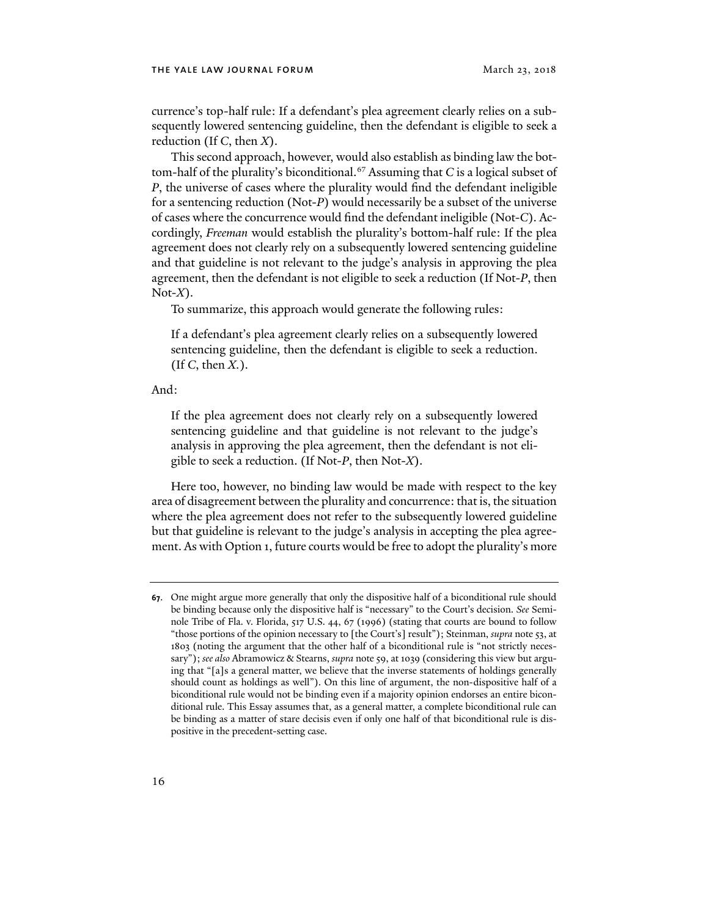currence's top-half rule: If a defendant's plea agreement clearly relies on a subsequently lowered sentencing guideline, then the defendant is eligible to seek a reduction (If *C*, then *X*).

This second approach, however, would also establish as binding law the bottom-half of the plurality's biconditional.[67] Assuming that *C* is a logical subset of *P*, the universe of cases where the plurality would find the defendant ineligible for a sentencing reduction (Not-*P*) would necessarily be a subset of the universe of cases where the concurrence would find the defendant ineligible (Not-*C*). Accordingly, *Freeman* would establish the plurality's bottom-half rule: If the plea agreement does not clearly rely on a subsequently lowered sentencing guideline and that guideline is not relevant to the judge's analysis in approving the plea agreement, then the defendant is not eligible to seek a reduction (If Not-*P*, then Not-*X*).

To summarize, this approach would generate the following rules:

> If a defendant's plea agreement clearly relies on a subsequently lowered sentencing guideline, then the defendant is eligible to seek a reduction. (If *C*, then *X*.).

And:

> If the plea agreement does not clearly rely on a subsequently lowered sentencing guideline and that guideline is not relevant to the judge's analysis in approving the plea agreement, then the defendant is not eligible to seek a reduction. (If Not-*P*, then Not-*X*).

Here too, however, no binding law would be made with respect to the key area of disagreement between the plurality and concurrence: that is, the situation where the plea agreement does not refer to the subsequently lowered guideline but that guideline is relevant to the judge's analysis in accepting the plea agreement. As with Option 1, future courts would be free to adopt the plurality's more

---

67. One might argue more generally that only the dispositive half of a biconditional rule should be binding because only the dispositive half is "necessary" to the Court's decision. *See* Seminole Tribe of Fla. v. Florida, 517 U.S. 44, 67 (1996) (stating that courts are bound to follow "those portions of the opinion necessary to [the Court's] result"); Steinman, *supra* note 53, at 1803 (noting the argument that the other half of a biconditional rule is "not strictly necessary"); *see also* Abramowicz & Stearns, *supra* note 59, at 1039 (considering this view but arguing that "[a]s a general matter, we believe that the inverse statements of holdings generally should count as holdings as well"). On this line of argument, the non-dispositive half of a biconditional rule would not be binding even if a majority opinion endorses an entire biconditional rule. This Essay assumes that, as a general matter, a complete biconditional rule can be binding as a matter of stare decisis even if only one half of that biconditional rule is dispositive in the precedent-setting case.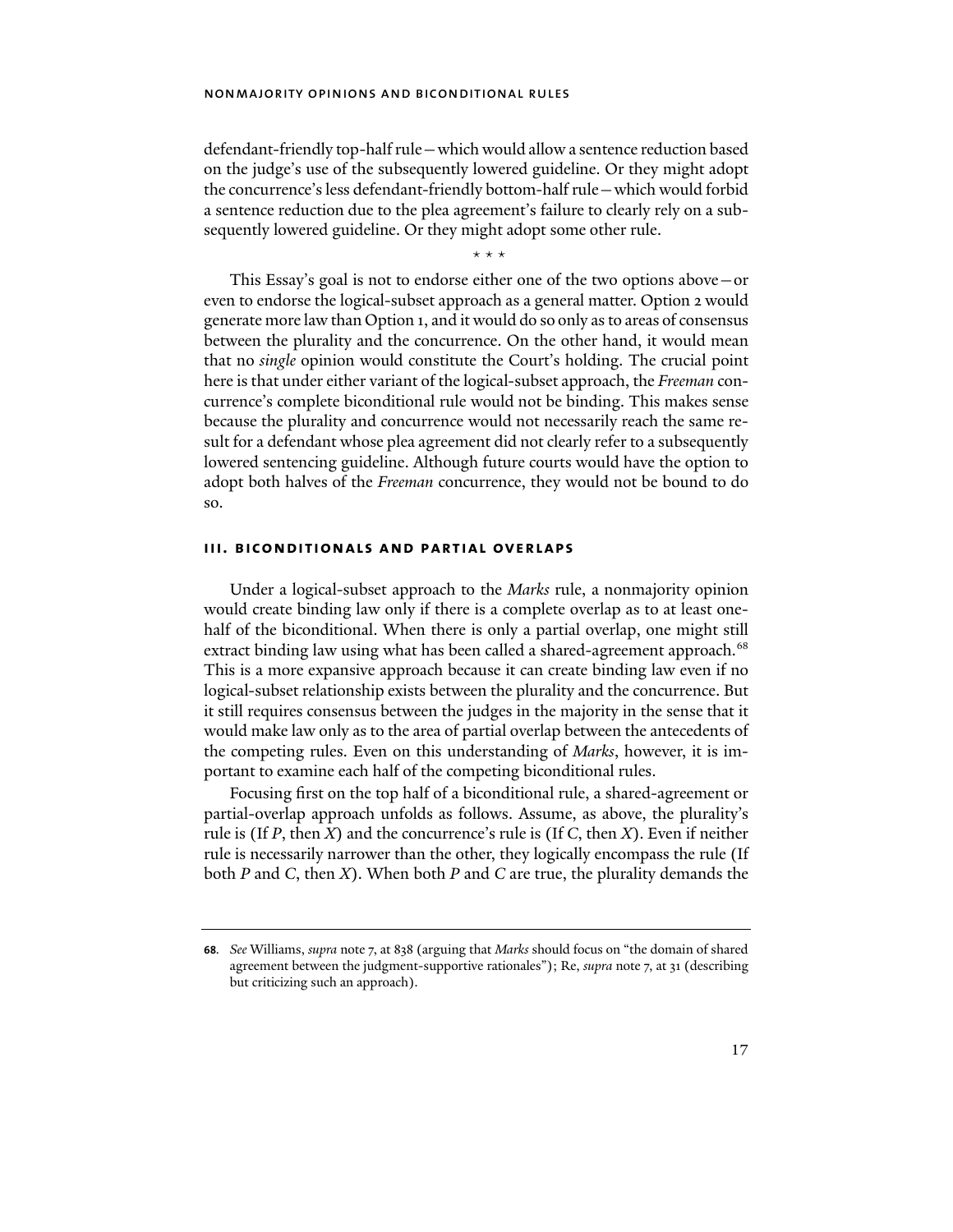defendant-friendly top-half rule—which would allow a sentence reduction based on the judge's use of the subsequently lowered guideline. Or they might adopt the concurrence's less defendant-friendly bottom-half rule—which would forbid a sentence reduction due to the plea agreement's failure to clearly rely on a subsequently lowered guideline. Or they might adopt some other rule.

\* \* \*

This Essay's goal is not to endorse either one of the two options above—or even to endorse the logical-subset approach as a general matter. Option 2 would generate more law than Option 1, and it would do so only as to areas of consensus between the plurality and the concurrence. On the other hand, it would mean that no *single* opinion would constitute the Court's holding. The crucial point here is that under either variant of the logical-subset approach, the *Freeman* concurrence's complete biconditional rule would not be binding. This makes sense because the plurality and concurrence would not necessarily reach the same result for a defendant whose plea agreement did not clearly refer to a subsequently lowered sentencing guideline. Although future courts would have the option to adopt both halves of the *Freeman* concurrence, they would not be bound to do so.

## III. BICONDITIONALS AND PARTIAL OVERLAPS

Under a logical-subset approach to the *Marks* rule, a nonmajority opinion would create binding law only if there is a complete overlap as to at least one-half of the biconditional. When there is only a partial overlap, one might still extract binding law using what has been called a shared-agreement approach.[68] This is a more expansive approach because it can create binding law even if no logical-subset relationship exists between the plurality and the concurrence. But it still requires consensus between the judges in the majority in the sense that it would make law only as to the area of partial overlap between the antecedents of the competing rules. Even on this understanding of *Marks*, however, it is important to examine each half of the competing biconditional rules.

Focusing first on the top half of a biconditional rule, a shared-agreement or partial-overlap approach unfolds as follows. Assume, as above, the plurality's rule is (If $P$, then $X$) and the concurrence's rule is (If $C$, then $X$). Even if neither rule is necessarily narrower than the other, they logically encompass the rule (If both $P$ and $C$, then $X$). When both $P$ and $C$ are true, the plurality demands the

---

**68.** *See* Williams, *supra* note 7, at 838 (arguing that *Marks* should focus on "the domain of shared agreement between the judgment-supportive rationales"); Re, *supra* note 7, at 31 (describing but criticizing such an approach).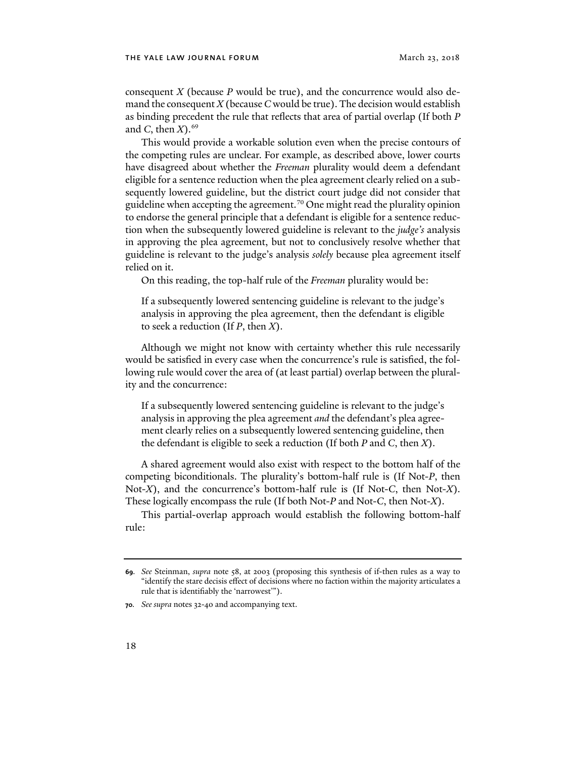consequent $X$ (because $P$ would be true), and the concurrence would also demand the consequent $X$ (because $C$ would be true). The decision would establish as binding precedent the rule that reflects that area of partial overlap (If both $P$ and $C$, then $X$).[69]

This would provide a workable solution even when the precise contours of the competing rules are unclear. For example, as described above, lower courts have disagreed about whether the *Freeman* plurality would deem a defendant eligible for a sentence reduction when the plea agreement clearly relied on a subsequently lowered guideline, but the district court judge did not consider that guideline when accepting the agreement.[70] One might read the plurality opinion to endorse the general principle that a defendant is eligible for a sentence reduction when the subsequently lowered guideline is relevant to the *judge's* analysis in approving the plea agreement, but not to conclusively resolve whether that guideline is relevant to the judge's analysis *solely* because plea agreement itself relied on it.

On this reading, the top-half rule of the *Freeman* plurality would be:

> If a subsequently lowered sentencing guideline is relevant to the judge's analysis in approving the plea agreement, then the defendant is eligible to seek a reduction (If $P$, then $X$).

Although we might not know with certainty whether this rule necessarily would be satisfied in every case when the concurrence's rule is satisfied, the following rule would cover the area of (at least partial) overlap between the plurality and the concurrence:

> If a subsequently lowered sentencing guideline is relevant to the judge's analysis in approving the plea agreement *and* the defendant's plea agreement clearly relies on a subsequently lowered sentencing guideline, then the defendant is eligible to seek a reduction (If both $P$ and $C$, then $X$).

A shared agreement would also exist with respect to the bottom half of the competing biconditionals. The plurality's bottom-half rule is (If Not-$P$, then Not-$X$), and the concurrence's bottom-half rule is (If Not-$C$, then Not-$X$). These logically encompass the rule (If both Not-$P$ and Not-$C$, then Not-$X$).

This partial-overlap approach would establish the following bottom-half rule:

---

69. *See* Steinman, *supra* note 58, at 2003 (proposing this synthesis of if-then rules as a way to "identify the stare decisis effect of decisions where no faction within the majority articulates a rule that is identifiably the 'narrowest'").

70. *See supra* notes 32-40 and accompanying text.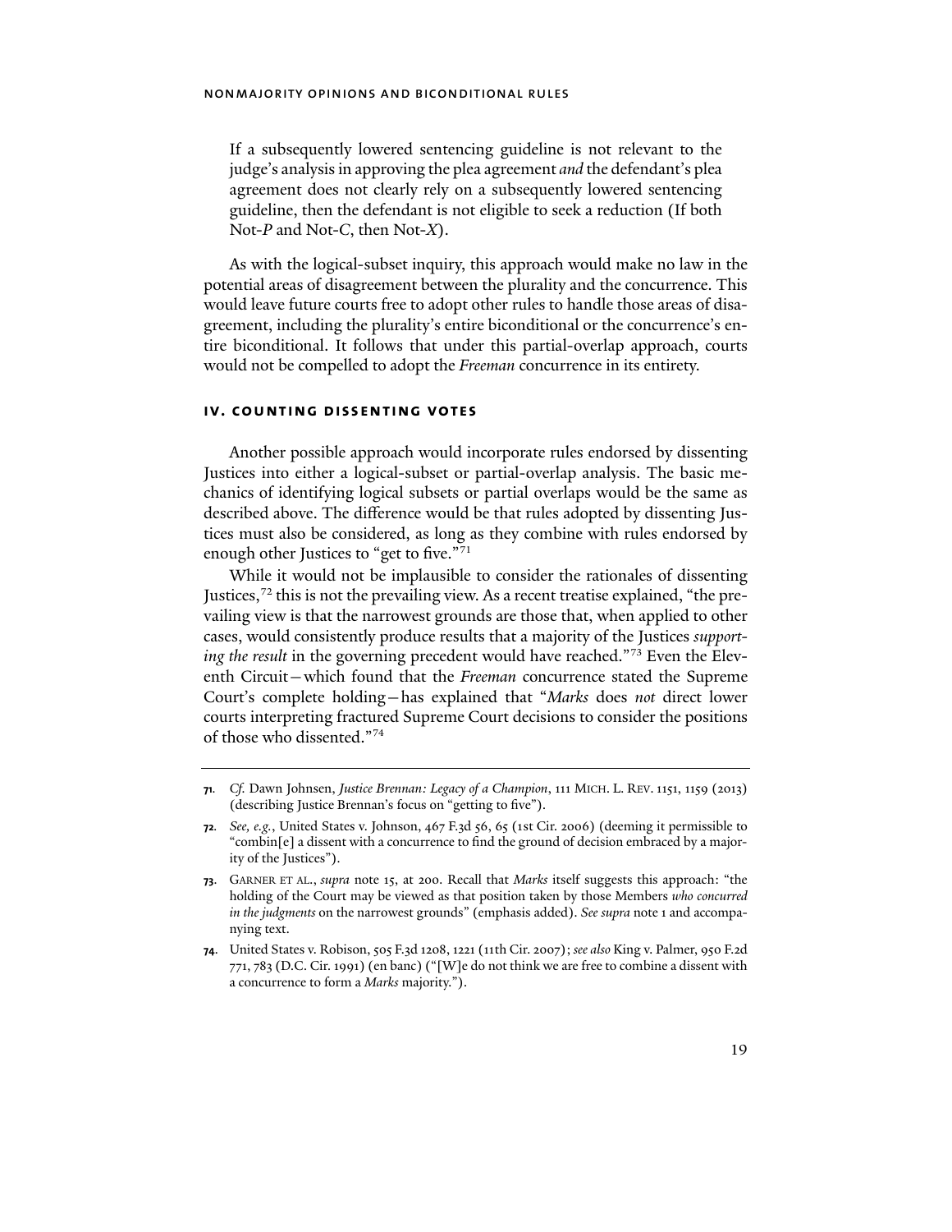If a subsequently lowered sentencing guideline is not relevant to the judge's analysis in approving the plea agreement *and* the defendant's plea agreement does not clearly rely on a subsequently lowered sentencing guideline, then the defendant is not eligible to seek a reduction (If both Not-*P* and Not-*C*, then Not-*X*).

As with the logical-subset inquiry, this approach would make no law in the potential areas of disagreement between the plurality and the concurrence. This would leave future courts free to adopt other rules to handle those areas of disagreement, including the plurality's entire biconditional or the concurrence's entire biconditional. It follows that under this partial-overlap approach, courts would not be compelled to adopt the *Freeman* concurrence in its entirety.

## IV. COUNTING DISSENTING VOTES

Another possible approach would incorporate rules endorsed by dissenting Justices into either a logical-subset or partial-overlap analysis. The basic mechanics of identifying logical subsets or partial overlaps would be the same as described above. The difference would be that rules adopted by dissenting Justices must also be considered, as long as they combine with rules endorsed by enough other Justices to "get to five."[71]

While it would not be implausible to consider the rationales of dissenting Justices,[72] this is not the prevailing view. As a recent treatise explained, "the prevailing view is that the narrowest grounds are those that, when applied to other cases, would consistently produce results that a majority of the Justices *supporting the result* in the governing precedent would have reached."[73] Even the Eleventh Circuit—which found that the *Freeman* concurrence stated the Supreme Court's complete holding—has explained that "*Marks* does *not* direct lower courts interpreting fractured Supreme Court decisions to consider the positions of those who dissented."[74]

---

**71.** *Cf.* Dawn Johnsen, *Justice Brennan: Legacy of a Champion*, 111 MICH. L. REV. 1151, 1159 (2013) (describing Justice Brennan's focus on "getting to five").

**72.** *See, e.g.*, United States v. Johnson, 467 F.3d 56, 65 (1st Cir. 2006) (deeming it permissible to "combin[e] a dissent with a concurrence to find the ground of decision embraced by a majority of the Justices").

**73.** GARNER ET AL., *supra* note 15, at 200. Recall that *Marks* itself suggests this approach: "the holding of the Court may be viewed as that position taken by those Members *who concurred in the judgments* on the narrowest grounds" (emphasis added). *See supra* note 1 and accompanying text.

**74.** United States v. Robison, 505 F.3d 1208, 1221 (11th Cir. 2007); *see also* King v. Palmer, 950 F.2d 771, 783 (D.C. Cir. 1991) (en banc) ("[W]e do not think we are free to combine a dissent with a concurrence to form a *Marks* majority.").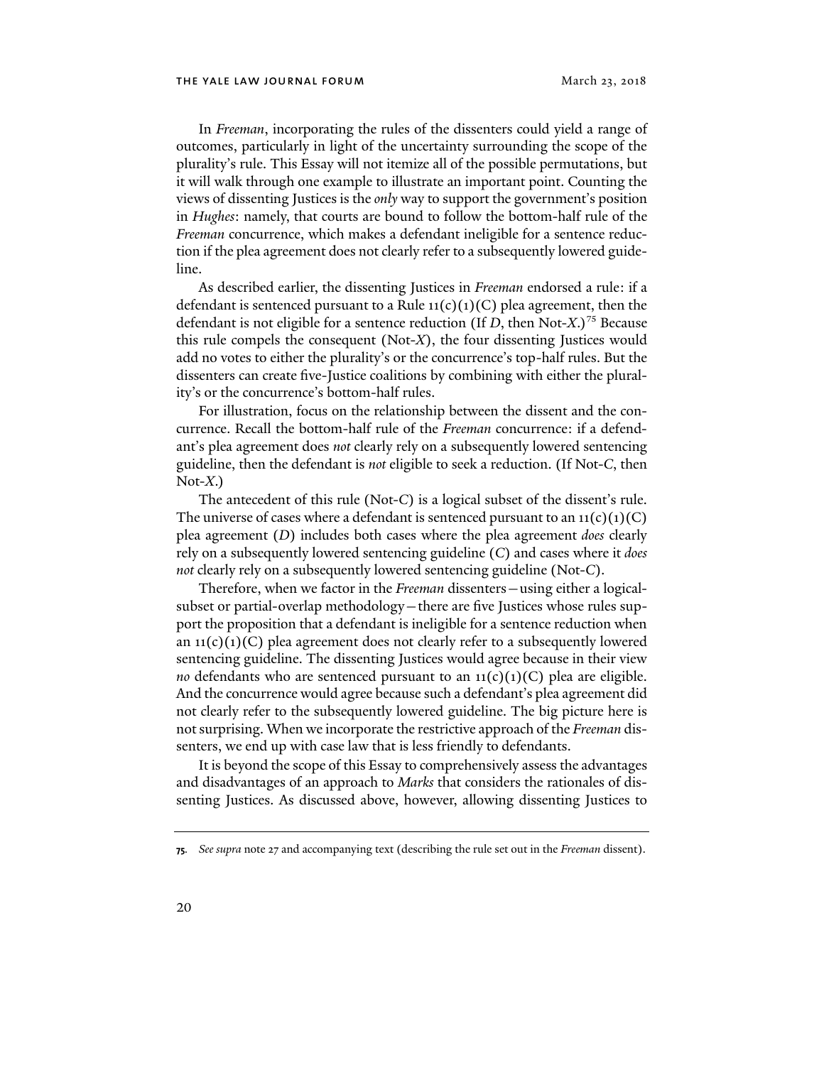In *Freeman*, incorporating the rules of the dissenters could yield a range of outcomes, particularly in light of the uncertainty surrounding the scope of the plurality's rule. This Essay will not itemize all of the possible permutations, but it will walk through one example to illustrate an important point. Counting the views of dissenting Justices is the *only* way to support the government's position in *Hughes*: namely, that courts are bound to follow the bottom-half rule of the *Freeman* concurrence, which makes a defendant ineligible for a sentence reduction if the plea agreement does not clearly refer to a subsequently lowered guideline.

As described earlier, the dissenting Justices in *Freeman* endorsed a rule: if a defendant is sentenced pursuant to a Rule 11(c)(1)(C) plea agreement, then the defendant is not eligible for a sentence reduction (If *D*, then Not-*X*.)[75] Because this rule compels the consequent (Not-*X*), the four dissenting Justices would add no votes to either the plurality's or the concurrence's top-half rules. But the dissenters can create five-Justice coalitions by combining with either the plurality's or the concurrence's bottom-half rules.

For illustration, focus on the relationship between the dissent and the concurrence. Recall the bottom-half rule of the *Freeman* concurrence: if a defendant's plea agreement does *not* clearly rely on a subsequently lowered sentencing guideline, then the defendant is *not* eligible to seek a reduction. (If Not-*C*, then Not-*X*.)

The antecedent of this rule (Not-*C*) is a logical subset of the dissent's rule. The universe of cases where a defendant is sentenced pursuant to an 11(c)(1)(C) plea agreement (*D*) includes both cases where the plea agreement *does* clearly rely on a subsequently lowered sentencing guideline (*C*) and cases where it *does not* clearly rely on a subsequently lowered sentencing guideline (Not-*C*).

Therefore, when we factor in the *Freeman* dissenters—using either a logical-subset or partial-overlap methodology—there are five Justices whose rules support the proposition that a defendant is ineligible for a sentence reduction when an 11(c)(1)(C) plea agreement does not clearly refer to a subsequently lowered sentencing guideline. The dissenting Justices would agree because in their view *no* defendants who are sentenced pursuant to an 11(c)(1)(C) plea are eligible. And the concurrence would agree because such a defendant's plea agreement did not clearly refer to the subsequently lowered guideline. The big picture here is not surprising. When we incorporate the restrictive approach of the *Freeman* dissenters, we end up with case law that is less friendly to defendants.

It is beyond the scope of this Essay to comprehensively assess the advantages and disadvantages of an approach to *Marks* that considers the rationales of dissenting Justices. As discussed above, however, allowing dissenting Justices to

75. *See supra* note 27 and accompanying text (describing the rule set out in the *Freeman* dissent).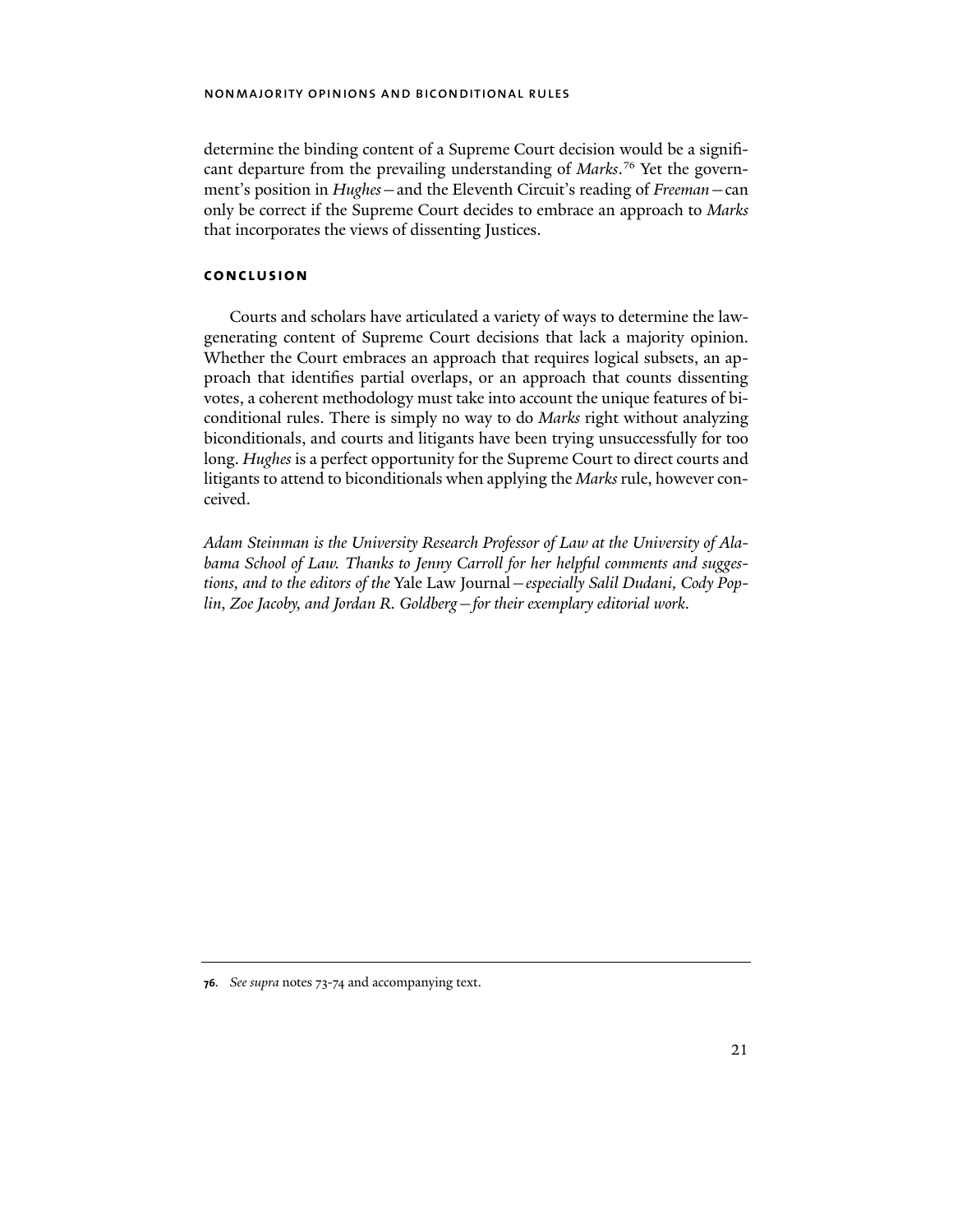determine the binding content of a Supreme Court decision would be a significant departure from the prevailing understanding of *Marks*.[76] Yet the government's position in *Hughes*—and the Eleventh Circuit's reading of *Freeman*—can only be correct if the Supreme Court decides to embrace an approach to *Marks* that incorporates the views of dissenting Justices.

## CONCLUSION

Courts and scholars have articulated a variety of ways to determine the law-generating content of Supreme Court decisions that lack a majority opinion. Whether the Court embraces an approach that requires logical subsets, an approach that identifies partial overlaps, or an approach that counts dissenting votes, a coherent methodology must take into account the unique features of biconditional rules. There is simply no way to do *Marks* right without analyzing biconditionals, and courts and litigants have been trying unsuccessfully for too long. *Hughes* is a perfect opportunity for the Supreme Court to direct courts and litigants to attend to biconditionals when applying the *Marks* rule, however conceived.

*Adam Steinman is the University Research Professor of Law at the University of Alabama School of Law. Thanks to Jenny Carroll for her helpful comments and suggestions, and to the editors of the* Yale Law Journal*—especially Salil Dudani, Cody Poplin, Zoe Jacoby, and Jordan R. Goldberg—for their exemplary editorial work.*

---

**76.** *See supra* notes 73-74 and accompanying text.